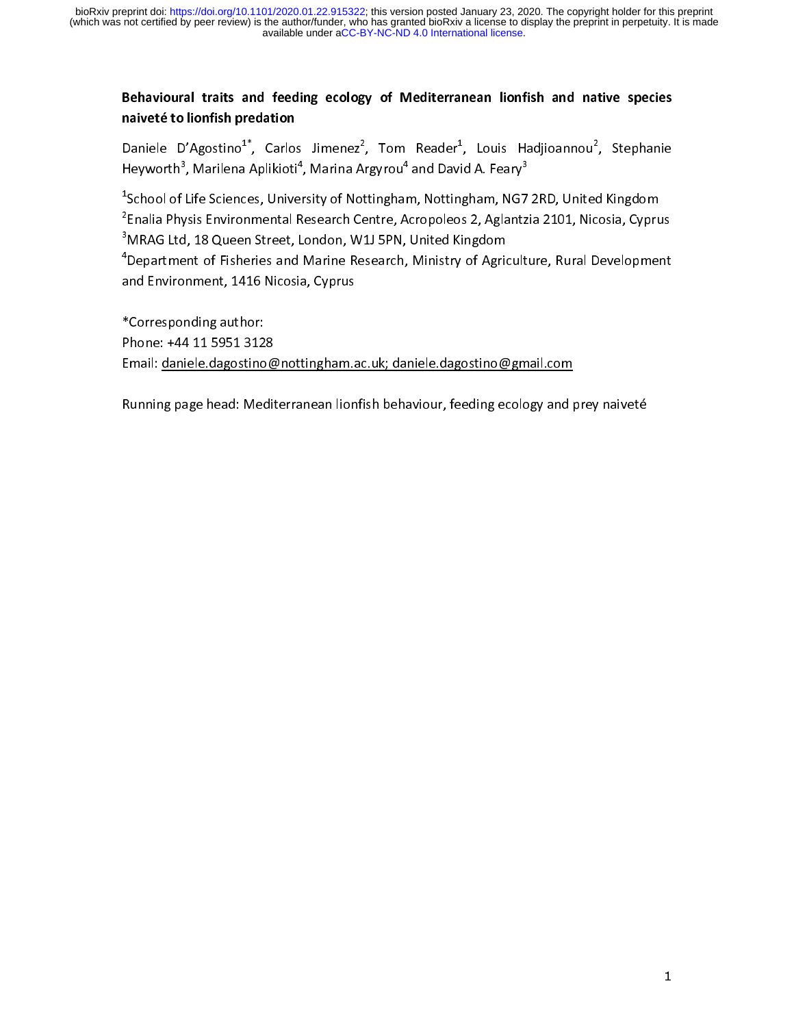# Behavioural traits and feeding ecology of Mediterranean lionfish and native species naiveté to lionfish predation

Daniele D'Agostino[1*], Carlos Jimenez[2], Tom Reader[1], Louis Hadjioannou[2], Stephanie Heyworth[3], Marilena Aplikioti[4], Marina Argyrou[4] and David A. Feary[3]

[1]School of Life Sciences, University of Nottingham, Nottingham, NG7 2RD, United Kingdom

[2]Enalia Physis Environmental Research Centre, Acropoleos 2, Aglantzia 2101, Nicosia, Cyprus

[3]MRAG Ltd, 18 Queen Street, London, W1J 5PN, United Kingdom

[4]Department of Fisheries and Marine Research, Ministry of Agriculture, Rural Development and Environment, 1416 Nicosia, Cyprus

*Corresponding author:

Phone: +44 11 5951 3128

Email: daniele.dagostino@nottingham.ac.uk; daniele.dagostino@gmail.com

Running page head: Mediterranean lionfish behaviour, feeding ecology and prey naiveté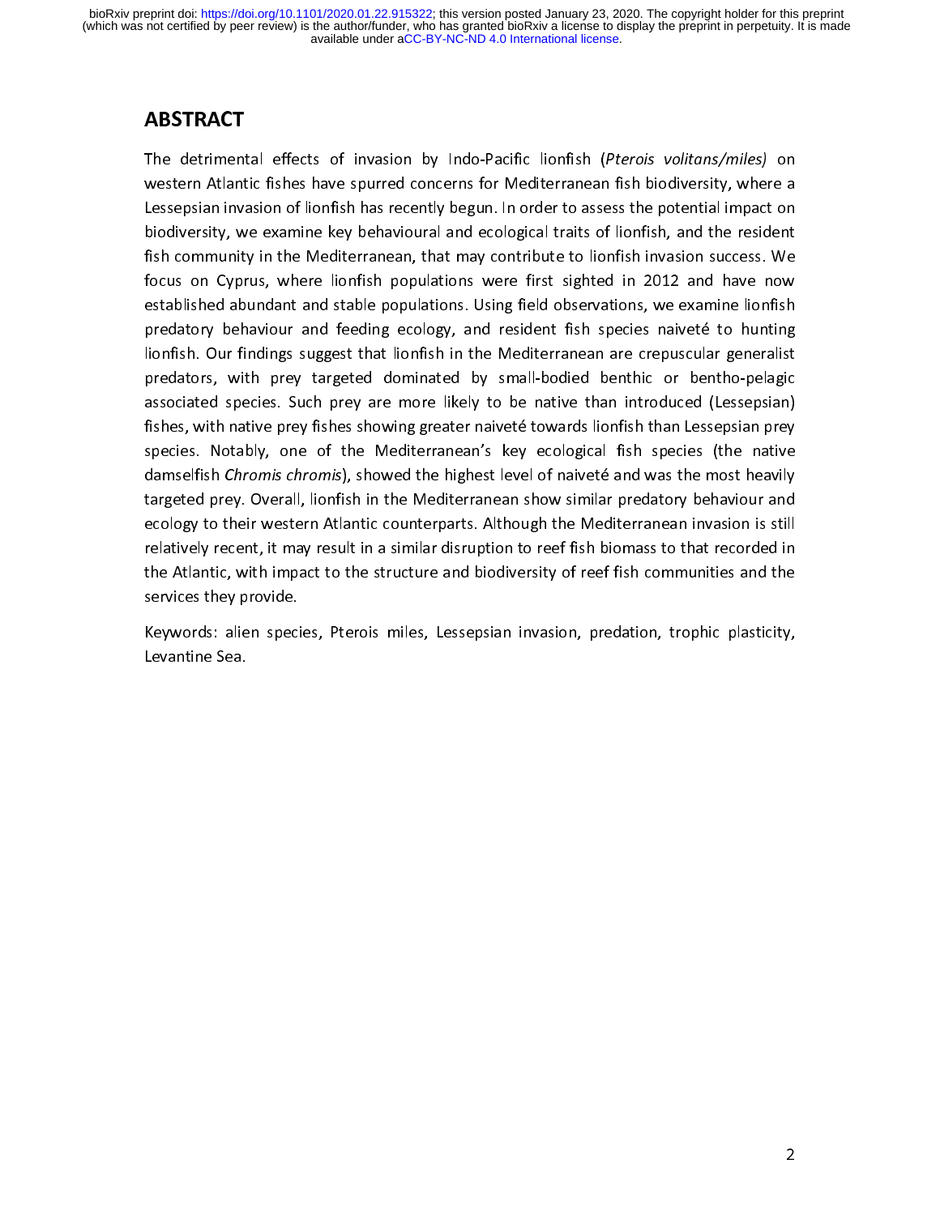## ABSTRACT

The detrimental effects of invasion by Indo-Pacific lionfish (*Pterois volitans/miles)* on western Atlantic fishes have spurred concerns for Mediterranean fish biodiversity, where a Lessepsian invasion of lionfish has recently begun. In order to assess the potential impact on biodiversity, we examine key behavioural and ecological traits of lionfish, and the resident fish community in the Mediterranean, that may contribute to lionfish invasion success. We focus on Cyprus, where lionfish populations were first sighted in 2012 and have now established abundant and stable populations. Using field observations, we examine lionfish predatory behaviour and feeding ecology, and resident fish species naiveté to hunting lionfish. Our findings suggest that lionfish in the Mediterranean are crepuscular generalist predators, with prey targeted dominated by small-bodied benthic or bentho-pelagic associated species. Such prey are more likely to be native than introduced (Lessepsian) fishes, with native prey fishes showing greater naiveté towards lionfish than Lessepsian prey species. Notably, one of the Mediterranean's key ecological fish species (the native damselfish *Chromis chromis*), showed the highest level of naiveté and was the most heavily targeted prey. Overall, lionfish in the Mediterranean show similar predatory behaviour and ecology to their western Atlantic counterparts. Although the Mediterranean invasion is still relatively recent, it may result in a similar disruption to reef fish biomass to that recorded in the Atlantic, with impact to the structure and biodiversity of reef fish communities and the services they provide.

Keywords: alien species, Pterois miles, Lessepsian invasion, predation, trophic plasticity, Levantine Sea.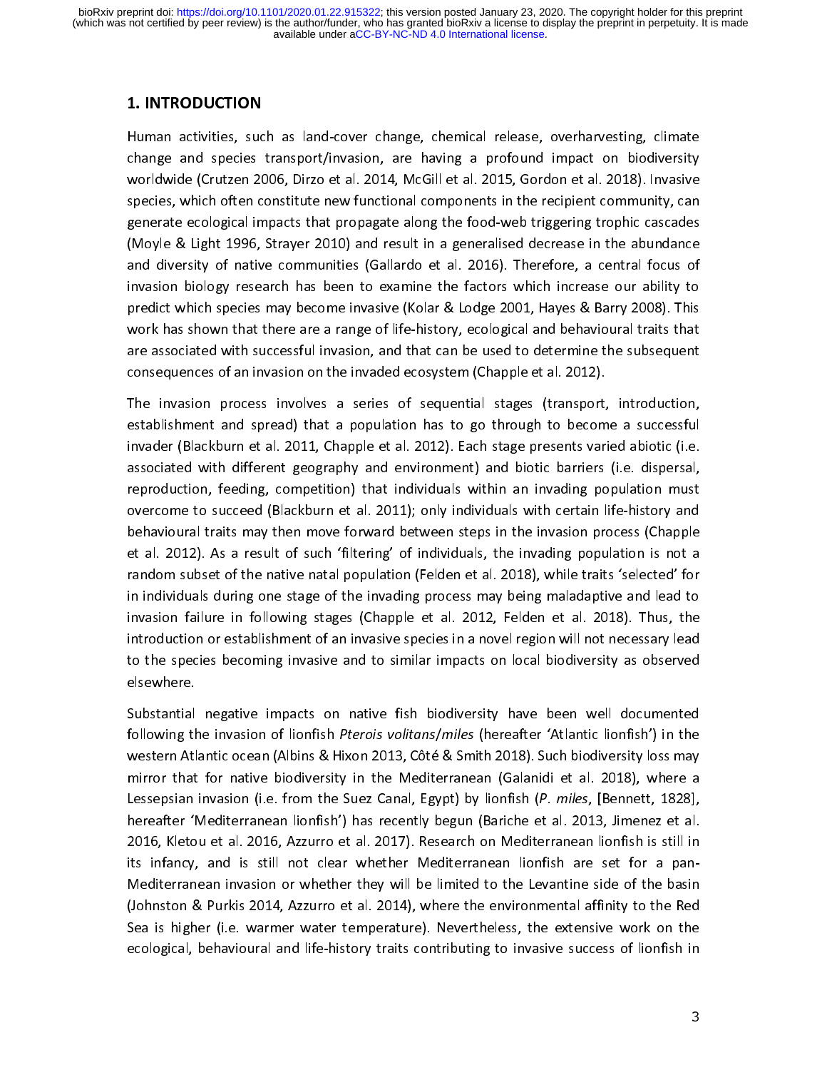## 1. INTRODUCTION

Human activities, such as land-cover change, chemical release, overharvesting, climate change and species transport/invasion, are having a profound impact on biodiversity worldwide (Crutzen 2006, Dirzo et al. 2014, McGill et al. 2015, Gordon et al. 2018). Invasive species, which often constitute new functional components in the recipient community, can generate ecological impacts that propagate along the food-web triggering trophic cascades (Moyle & Light 1996, Strayer 2010) and result in a generalised decrease in the abundance and diversity of native communities (Gallardo et al. 2016). Therefore, a central focus of invasion biology research has been to examine the factors which increase our ability to predict which species may become invasive (Kolar & Lodge 2001, Hayes & Barry 2008). This work has shown that there are a range of life-history, ecological and behavioural traits that are associated with successful invasion, and that can be used to determine the subsequent consequences of an invasion on the invaded ecosystem (Chapple et al. 2012).

The invasion process involves a series of sequential stages (transport, introduction, establishment and spread) that a population has to go through to become a successful invader (Blackburn et al. 2011, Chapple et al. 2012). Each stage presents varied abiotic (i.e. associated with different geography and environment) and biotic barriers (i.e. dispersal, reproduction, feeding, competition) that individuals within an invading population must overcome to succeed (Blackburn et al. 2011); only individuals with certain life-history and behavioural traits may then move forward between steps in the invasion process (Chapple et al. 2012). As a result of such 'filtering' of individuals, the invading population is not a random subset of the native natal population (Felden et al. 2018), while traits 'selected' for in individuals during one stage of the invading process may being maladaptive and lead to invasion failure in following stages (Chapple et al. 2012, Felden et al. 2018). Thus, the introduction or establishment of an invasive species in a novel region will not necessary lead to the species becoming invasive and to similar impacts on local biodiversity as observed elsewhere.

Substantial negative impacts on native fish biodiversity have been well documented following the invasion of lionfish *Pterois volitans/miles* (hereafter 'Atlantic lionfish') in the western Atlantic ocean (Albins & Hixon 2013, Côté & Smith 2018). Such biodiversity loss may mirror that for native biodiversity in the Mediterranean (Galanidi et al. 2018), where a Lessepsian invasion (i.e. from the Suez Canal, Egypt) by lionfish (*P. miles*, [Bennett, 1828], hereafter 'Mediterranean lionfish') has recently begun (Bariche et al. 2013, Jimenez et al. 2016, Kletou et al. 2016, Azzurro et al. 2017). Research on Mediterranean lionfish is still in its infancy, and is still not clear whether Mediterranean lionfish are set for a pan-Mediterranean invasion or whether they will be limited to the Levantine side of the basin (Johnston & Purkis 2014, Azzurro et al. 2014), where the environmental affinity to the Red Sea is higher (i.e. warmer water temperature). Nevertheless, the extensive work on the ecological, behavioural and life-history traits contributing to invasive success of lionfish in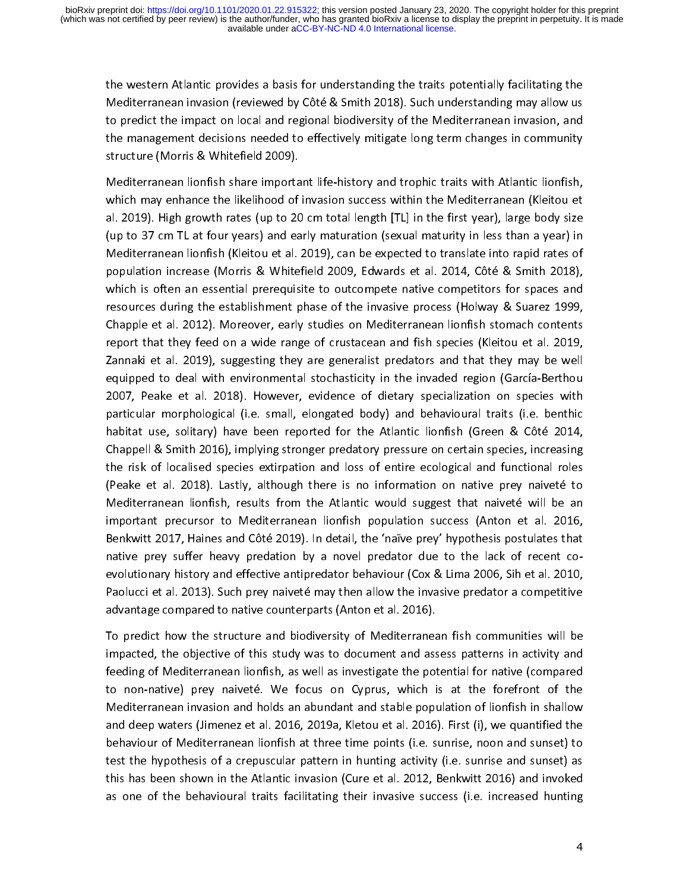the western Atlantic provides a basis for understanding the traits potentially facilitating the Mediterranean invasion (reviewed by Côté & Smith 2018). Such understanding may allow us to predict the impact on local and regional biodiversity of the Mediterranean invasion, and the management decisions needed to effectively mitigate long term changes in community structure (Morris & Whitefield 2009).

Mediterranean lionfish share important life-history and trophic traits with Atlantic lionfish, which may enhance the likelihood of invasion success within the Mediterranean (Kleitou et al. 2019). High growth rates (up to 20 cm total length [TL] in the first year), large body size (up to 37 cm TL at four years) and early maturation (sexual maturity in less than a year) in Mediterranean lionfish (Kleitou et al. 2019), can be expected to translate into rapid rates of population increase (Morris & Whitefield 2009, Edwards et al. 2014, Côté & Smith 2018), which is often an essential prerequisite to outcompete native competitors for spaces and resources during the establishment phase of the invasive process (Holway & Suarez 1999, Chapple et al. 2012). Moreover, early studies on Mediterranean lionfish stomach contents report that they feed on a wide range of crustacean and fish species (Kleitou et al. 2019, Zannaki et al. 2019), suggesting they are generalist predators and that they may be well equipped to deal with environmental stochasticity in the invaded region (García-Berthou 2007, Peake et al. 2018). However, evidence of dietary specialization on species with particular morphological (i.e. small, elongated body) and behavioural traits (i.e. benthic habitat use, solitary) have been reported for the Atlantic lionfish (Green & Côté 2014, Chappell & Smith 2016), implying stronger predatory pressure on certain species, increasing the risk of localised species extirpation and loss of entire ecological and functional roles (Peake et al. 2018). Lastly, although there is no information on native prey naiveté to Mediterranean lionfish, results from the Atlantic would suggest that naiveté will be an important precursor to Mediterranean lionfish population success (Anton et al. 2016, Benkwitt 2017, Haines and Côté 2019). In detail, the 'naïve prey' hypothesis postulates that native prey suffer heavy predation by a novel predator due to the lack of recent co-evolutionary history and effective antipredator behaviour (Cox & Lima 2006, Sih et al. 2010, Paolucci et al. 2013). Such prey naiveté may then allow the invasive predator a competitive advantage compared to native counterparts (Anton et al. 2016).

To predict how the structure and biodiversity of Mediterranean fish communities will be impacted, the objective of this study was to document and assess patterns in activity and feeding of Mediterranean lionfish, as well as investigate the potential for native (compared to non-native) prey naiveté. We focus on Cyprus, which is at the forefront of the Mediterranean invasion and holds an abundant and stable population of lionfish in shallow and deep waters (Jimenez et al. 2016, 2019a, Kletou et al. 2016). First (i), we quantified the behaviour of Mediterranean lionfish at three time points (i.e. sunrise, noon and sunset) to test the hypothesis of a crepuscular pattern in hunting activity (i.e. sunrise and sunset) as this has been shown in the Atlantic invasion (Cure et al. 2012, Benkwitt 2016) and invoked as one of the behavioural traits facilitating their invasive success (i.e. increased hunting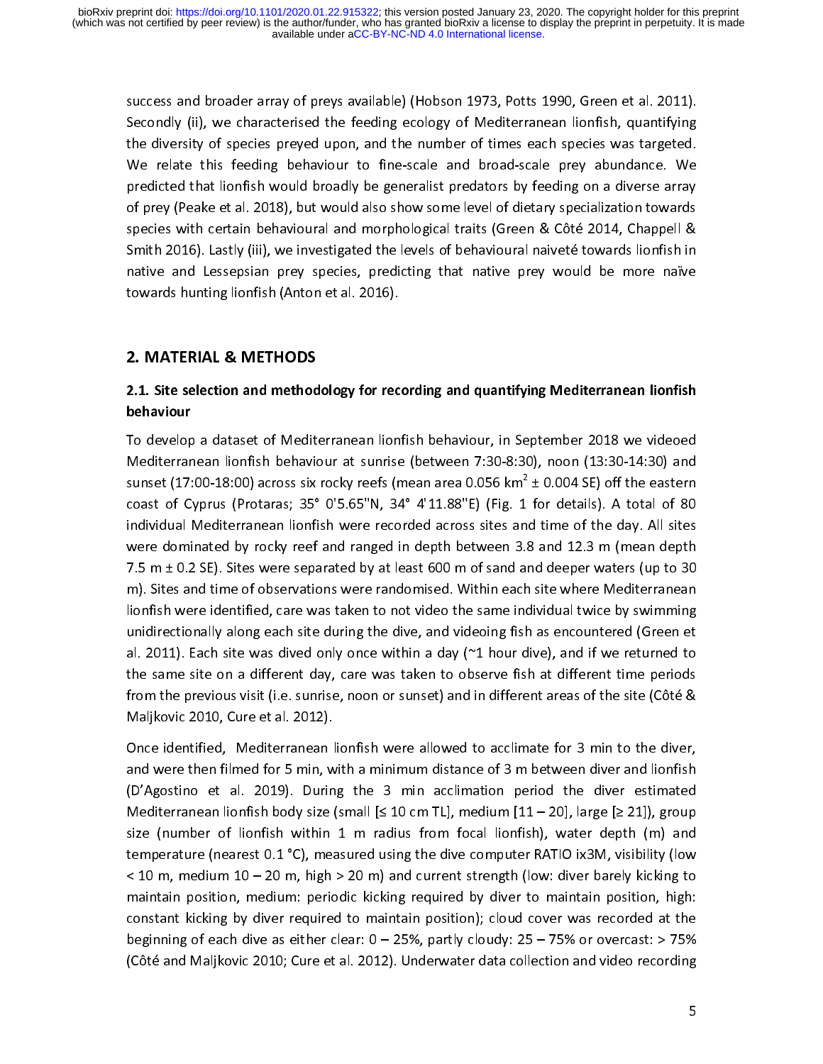success and broader array of preys available) (Hobson 1973, Potts 1990, Green et al. 2011). Secondly (ii), we characterised the feeding ecology of Mediterranean lionfish, quantifying the diversity of species preyed upon, and the number of times each species was targeted. We relate this feeding behaviour to fine-scale and broad-scale prey abundance. We predicted that lionfish would broadly be generalist predators by feeding on a diverse array of prey (Peake et al. 2018), but would also show some level of dietary specialization towards species with certain behavioural and morphological traits (Green & Côté 2014, Chappell & Smith 2016). Lastly (iii), we investigated the levels of behavioural naiveté towards lionfish in native and Lessepsian prey species, predicting that native prey would be more naïve towards hunting lionfish (Anton et al. 2016).

## 2. MATERIAL & METHODS

### 2.1. Site selection and methodology for recording and quantifying Mediterranean lionfish behaviour

To develop a dataset of Mediterranean lionfish behaviour, in September 2018 we videoed Mediterranean lionfish behaviour at sunrise (between 7:30-8:30), noon (13:30-14:30) and sunset (17:00-18:00) across six rocky reefs (mean area 0.056 km$^2$ ± 0.004 SE) off the eastern coast of Cyprus (Protaras; 35° 0'5.65''N, 34° 4'11.88''E) (Fig. 1 for details). A total of 80 individual Mediterranean lionfish were recorded across sites and time of the day. All sites were dominated by rocky reef and ranged in depth between 3.8 and 12.3 m (mean depth 7.5 m ± 0.2 SE). Sites were separated by at least 600 m of sand and deeper waters (up to 30 m). Sites and time of observations were randomised. Within each site where Mediterranean lionfish were identified, care was taken to not video the same individual twice by swimming unidirectionally along each site during the dive, and videoing fish as encountered (Green et al. 2011). Each site was dived only once within a day (~1 hour dive), and if we returned to the same site on a different day, care was taken to observe fish at different time periods from the previous visit (i.e. sunrise, noon or sunset) and in different areas of the site (Côté & Maljkovic 2010, Cure et al. 2012).

Once identified, Mediterranean lionfish were allowed to acclimate for 3 min to the diver, and were then filmed for 5 min, with a minimum distance of 3 m between diver and lionfish (D'Agostino et al. 2019). During the 3 min acclimation period the diver estimated Mediterranean lionfish body size (small [≤ 10 cm TL], medium [11 – 20], large [≥ 21]), group size (number of lionfish within 1 m radius from focal lionfish), water depth (m) and temperature (nearest 0.1 °C), measured using the dive computer RATIO ix3M, visibility (low < 10 m, medium 10 – 20 m, high > 20 m) and current strength (low: diver barely kicking to maintain position, medium: periodic kicking required by diver to maintain position, high: constant kicking by diver required to maintain position); cloud cover was recorded at the beginning of each dive as either clear: 0 – 25%, partly cloudy: 25 – 75% or overcast: > 75% (Côté and Maljkovic 2010; Cure et al. 2012). Underwater data collection and video recording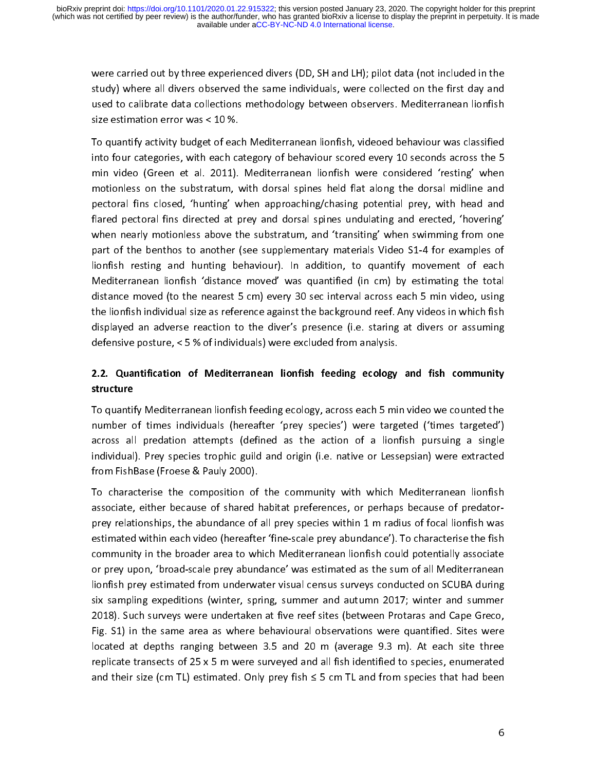were carried out by three experienced divers (DD, SH and LH); pilot data (not included in the study) where all divers observed the same individuals, were collected on the first day and used to calibrate data collections methodology between observers. Mediterranean lionfish size estimation error was < 10 %.

To quantify activity budget of each Mediterranean lionfish, videoed behaviour was classified into four categories, with each category of behaviour scored every 10 seconds across the 5 min video (Green et al. 2011). Mediterranean lionfish were considered 'resting' when motionless on the substratum, with dorsal spines held flat along the dorsal midline and pectoral fins closed, 'hunting' when approaching/chasing potential prey, with head and flared pectoral fins directed at prey and dorsal spines undulating and erected, 'hovering' when nearly motionless above the substratum, and 'transiting' when swimming from one part of the benthos to another (see supplementary materials Video S1-4 for examples of lionfish resting and hunting behaviour). In addition, to quantify movement of each Mediterranean lionfish 'distance moved' was quantified (in cm) by estimating the total distance moved (to the nearest 5 cm) every 30 sec interval across each 5 min video, using the lionfish individual size as reference against the background reef. Any videos in which fish displayed an adverse reaction to the diver's presence (i.e. staring at divers or assuming defensive posture, < 5 % of individuals) were excluded from analysis.

## 2.2. Quantification of Mediterranean lionfish feeding ecology and fish community structure

To quantify Mediterranean lionfish feeding ecology, across each 5 min video we counted the number of times individuals (hereafter 'prey species') were targeted ('times targeted') across all predation attempts (defined as the action of a lionfish pursuing a single individual). Prey species trophic guild and origin (i.e. native or Lessepsian) were extracted from FishBase (Froese & Pauly 2000).

To characterise the composition of the community with which Mediterranean lionfish associate, either because of shared habitat preferences, or perhaps because of predator-prey relationships, the abundance of all prey species within 1 m radius of focal lionfish was estimated within each video (hereafter 'fine-scale prey abundance'). To characterise the fish community in the broader area to which Mediterranean lionfish could potentially associate or prey upon, 'broad-scale prey abundance' was estimated as the sum of all Mediterranean lionfish prey estimated from underwater visual census surveys conducted on SCUBA during six sampling expeditions (winter, spring, summer and autumn 2017; winter and summer 2018). Such surveys were undertaken at five reef sites (between Protaras and Cape Greco, Fig. S1) in the same area as where behavioural observations were quantified. Sites were located at depths ranging between 3.5 and 20 m (average 9.3 m). At each site three replicate transects of 25 x 5 m were surveyed and all fish identified to species, enumerated and their size (cm TL) estimated. Only prey fish ≤ 5 cm TL and from species that had been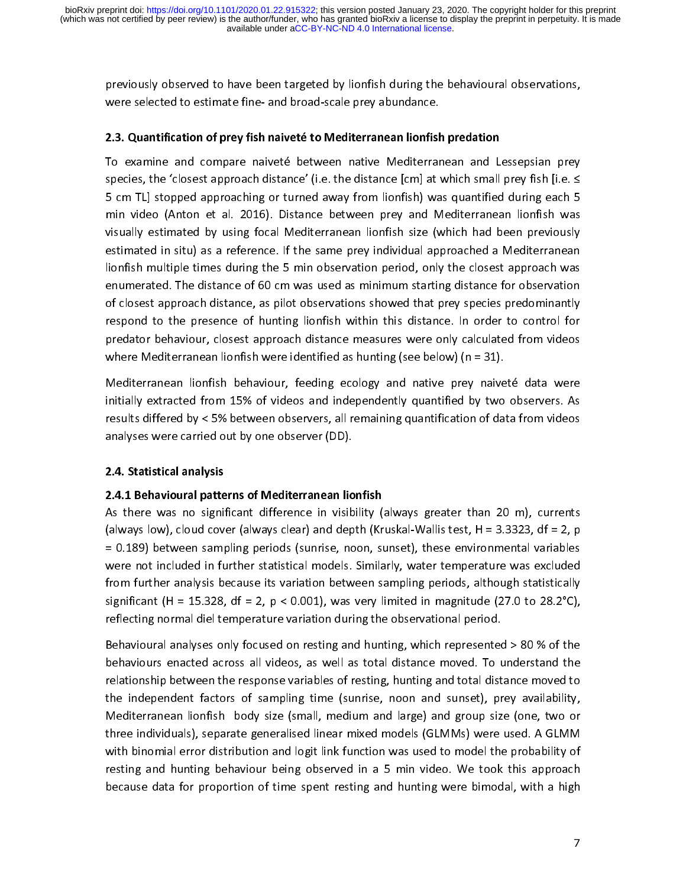previously observed to have been targeted by lionfish during the behavioural observations, were selected to estimate fine- and broad-scale prey abundance.

### 2.3. Quantification of prey fish naiveté to Mediterranean lionfish predation

To examine and compare naiveté between native Mediterranean and Lessepsian prey species, the 'closest approach distance' (i.e. the distance [cm] at which small prey fish [i.e. ≤ 5 cm TL] stopped approaching or turned away from lionfish) was quantified during each 5 min video (Anton et al. 2016). Distance between prey and Mediterranean lionfish was visually estimated by using focal Mediterranean lionfish size (which had been previously estimated in situ) as a reference. If the same prey individual approached a Mediterranean lionfish multiple times during the 5 min observation period, only the closest approach was enumerated. The distance of 60 cm was used as minimum starting distance for observation of closest approach distance, as pilot observations showed that prey species predominantly respond to the presence of hunting lionfish within this distance. In order to control for predator behaviour, closest approach distance measures were only calculated from videos where Mediterranean lionfish were identified as hunting (see below) ($n = 31$).

Mediterranean lionfish behaviour, feeding ecology and native prey naiveté data were initially extracted from 15% of videos and independently quantified by two observers. As results differed by < 5% between observers, all remaining quantification of data from videos analyses were carried out by one observer (DD).

### 2.4. Statistical analysis

#### 2.4.1 Behavioural patterns of Mediterranean lionfish

As there was no significant difference in visibility (always greater than 20 m), currents (always low), cloud cover (always clear) and depth (Kruskal-Wallis test, $H = 3.3323$, $df = 2$, $p = 0.189$) between sampling periods (sunrise, noon, sunset), these environmental variables were not included in further statistical models. Similarly, water temperature was excluded from further analysis because its variation between sampling periods, although statistically significant ($H = 15.328$, $df = 2$, $p < 0.001$), was very limited in magnitude (27.0 to 28.2°C), reflecting normal diel temperature variation during the observational period.

Behavioural analyses only focused on resting and hunting, which represented > 80 % of the behaviours enacted across all videos, as well as total distance moved. To understand the relationship between the response variables of resting, hunting and total distance moved to the independent factors of sampling time (sunrise, noon and sunset), prey availability, Mediterranean lionfish body size (small, medium and large) and group size (one, two or three individuals), separate generalised linear mixed models (GLMMs) were used. A GLMM with binomial error distribution and logit link function was used to model the probability of resting and hunting behaviour being observed in a 5 min video. We took this approach because data for proportion of time spent resting and hunting were bimodal, with a high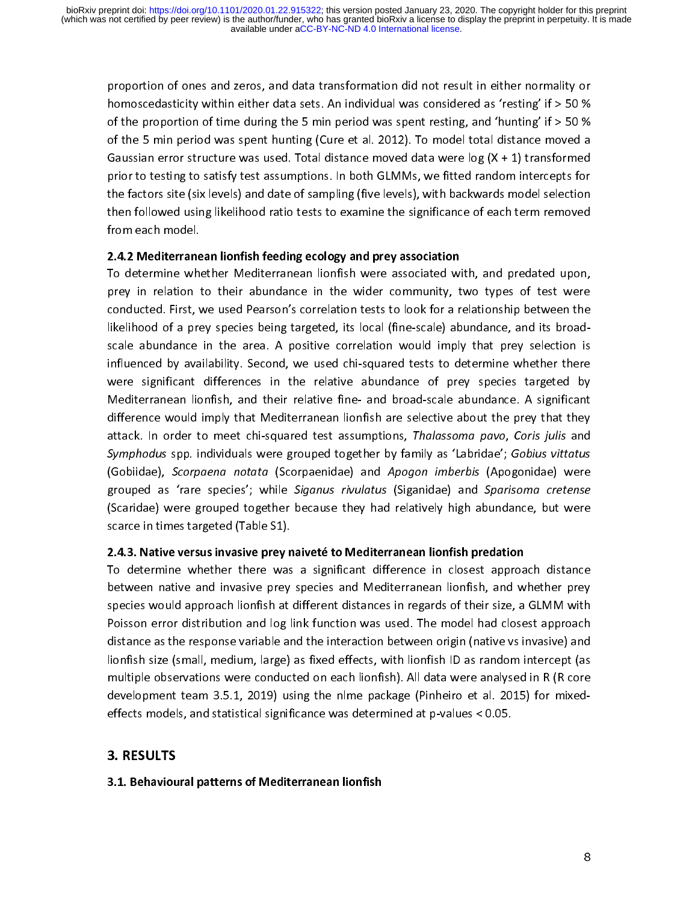proportion of ones and zeros, and data transformation did not result in either normality or homoscedasticity within either data sets. An individual was considered as 'resting' if > 50 % of the proportion of time during the 5 min period was spent resting, and 'hunting' if > 50 % of the 5 min period was spent hunting (Cure et al. 2012). To model total distance moved a Gaussian error structure was used. Total distance moved data were log (X + 1) transformed prior to testing to satisfy test assumptions. In both GLMMs, we fitted random intercepts for the factors site (six levels) and date of sampling (five levels), with backwards model selection then followed using likelihood ratio tests to examine the significance of each term removed from each model.

### 2.4.2 Mediterranean lionfish feeding ecology and prey association

To determine whether Mediterranean lionfish were associated with, and predated upon, prey in relation to their abundance in the wider community, two types of test were conducted. First, we used Pearson's correlation tests to look for a relationship between the likelihood of a prey species being targeted, its local (fine-scale) abundance, and its broad-scale abundance in the area. A positive correlation would imply that prey selection is influenced by availability. Second, we used chi-squared tests to determine whether there were significant differences in the relative abundance of prey species targeted by Mediterranean lionfish, and their relative fine- and broad-scale abundance. A significant difference would imply that Mediterranean lionfish are selective about the prey that they attack. In order to meet chi-squared test assumptions, *Thalassoma pavo*, *Coris julis* and *Symphodus* spp. individuals were grouped together by family as 'Labridae'; *Gobius vittatus* (Gobiidae), *Scorpaena notata* (Scorpaenidae) and *Apogon imberbis* (Apogonidae) were grouped as 'rare species'; while *Siganus rivulatus* (Siganidae) and *Sparisoma cretense* (Scaridae) were grouped together because they had relatively high abundance, but were scarce in times targeted (Table S1).

### 2.4.3. Native versus invasive prey naiveté to Mediterranean lionfish predation

To determine whether there was a significant difference in closest approach distance between native and invasive prey species and Mediterranean lionfish, and whether prey species would approach lionfish at different distances in regards of their size, a GLMM with Poisson error distribution and log link function was used. The model had closest approach distance as the response variable and the interaction between origin (native vs invasive) and lionfish size (small, medium, large) as fixed effects, with lionfish ID as random intercept (as multiple observations were conducted on each lionfish). All data were analysed in R (R core development team 3.5.1, 2019) using the nlme package (Pinheiro et al. 2015) for mixed-effects models, and statistical significance was determined at p-values < 0.05.

## 3. RESULTS

### 3.1. Behavioural patterns of Mediterranean lionfish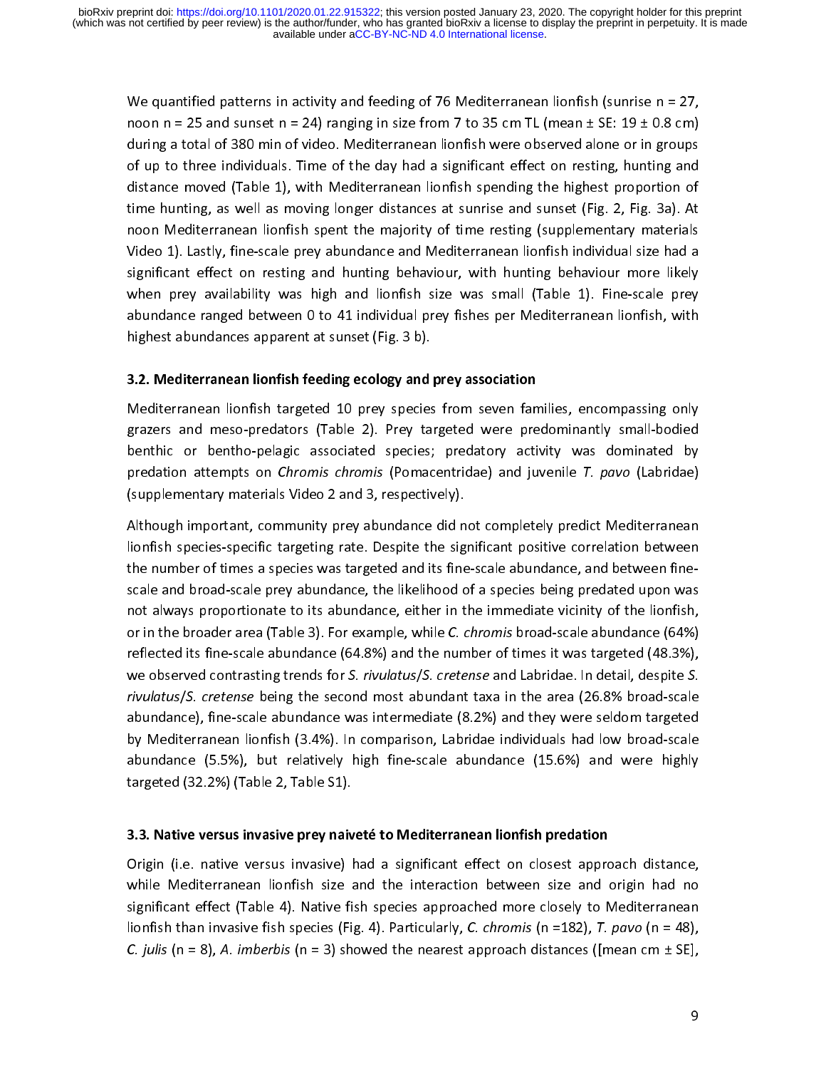We quantified patterns in activity and feeding of 76 Mediterranean lionfish (sunrise n = 27, noon n = 25 and sunset n = 24) ranging in size from 7 to 35 cm TL (mean ± SE: 19 ± 0.8 cm) during a total of 380 min of video. Mediterranean lionfish were observed alone or in groups of up to three individuals. Time of the day had a significant effect on resting, hunting and distance moved (Table 1), with Mediterranean lionfish spending the highest proportion of time hunting, as well as moving longer distances at sunrise and sunset (Fig. 2, Fig. 3a). At noon Mediterranean lionfish spent the majority of time resting (supplementary materials Video 1). Lastly, fine-scale prey abundance and Mediterranean lionfish individual size had a significant effect on resting and hunting behaviour, with hunting behaviour more likely when prey availability was high and lionfish size was small (Table 1). Fine-scale prey abundance ranged between 0 to 41 individual prey fishes per Mediterranean lionfish, with highest abundances apparent at sunset (Fig. 3 b).

### 3.2. Mediterranean lionfish feeding ecology and prey association

Mediterranean lionfish targeted 10 prey species from seven families, encompassing only grazers and meso-predators (Table 2). Prey targeted were predominantly small-bodied benthic or bentho-pelagic associated species; predatory activity was dominated by predation attempts on *Chromis chromis* (Pomacentridae) and juvenile *T. pavo* (Labridae) (supplementary materials Video 2 and 3, respectively).

Although important, community prey abundance did not completely predict Mediterranean lionfish species-specific targeting rate. Despite the significant positive correlation between the number of times a species was targeted and its fine-scale abundance, and between fine-scale and broad-scale prey abundance, the likelihood of a species being predated upon was not always proportionate to its abundance, either in the immediate vicinity of the lionfish, or in the broader area (Table 3). For example, while *C. chromis* broad-scale abundance (64%) reflected its fine-scale abundance (64.8%) and the number of times it was targeted (48.3%), we observed contrasting trends for *S. rivulatus*/*S. cretense* and Labridae. In detail, despite *S. rivulatus*/*S. cretense* being the second most abundant taxa in the area (26.8% broad-scale abundance), fine-scale abundance was intermediate (8.2%) and they were seldom targeted by Mediterranean lionfish (3.4%). In comparison, Labridae individuals had low broad-scale abundance (5.5%), but relatively high fine-scale abundance (15.6%) and were highly targeted (32.2%) (Table 2, Table S1).

### 3.3. Native versus invasive prey naiveté to Mediterranean lionfish predation

Origin (i.e. native versus invasive) had a significant effect on closest approach distance, while Mediterranean lionfish size and the interaction between size and origin had no significant effect (Table 4). Native fish species approached more closely to Mediterranean lionfish than invasive fish species (Fig. 4). Particularly, *C. chromis* (n =182), *T. pavo* (n = 48), *C. julis* (n = 8), *A. imberbis* (n = 3) showed the nearest approach distances ([mean cm ± SE],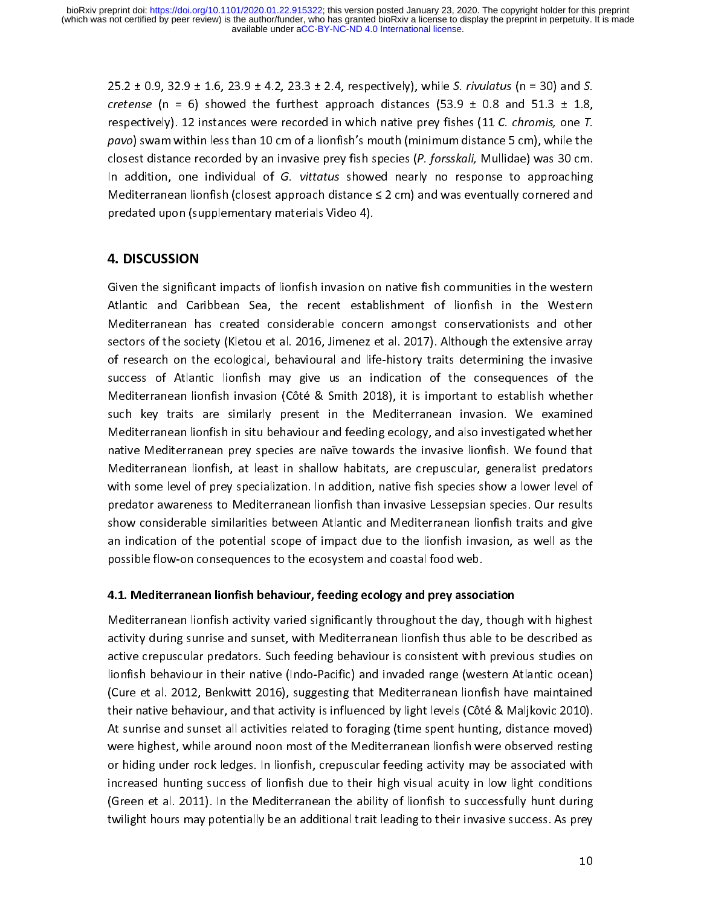25.2 ± 0.9, 32.9 ± 1.6, 23.9 ± 4.2, 23.3 ± 2.4, respectively), while *S. rivulatus* (n = 30) and *S. cretense* (n = 6) showed the furthest approach distances (53.9 ± 0.8 and 51.3 ± 1.8, respectively). 12 instances were recorded in which native prey fishes (11 *C. chromis,* one *T. pavo*) swam within less than 10 cm of a lionfish's mouth (minimum distance 5 cm), while the closest distance recorded by an invasive prey fish species (*P. forsskali,* Mullidae) was 30 cm. In addition, one individual of *G. vittatus* showed nearly no response to approaching Mediterranean lionfish (closest approach distance ≤ 2 cm) and was eventually cornered and predated upon (supplementary materials Video 4).

## 4. DISCUSSION

Given the significant impacts of lionfish invasion on native fish communities in the western Atlantic and Caribbean Sea, the recent establishment of lionfish in the Western Mediterranean has created considerable concern amongst conservationists and other sectors of the society (Kletou et al. 2016, Jimenez et al. 2017). Although the extensive array of research on the ecological, behavioural and life-history traits determining the invasive success of Atlantic lionfish may give us an indication of the consequences of the Mediterranean lionfish invasion (Côté & Smith 2018), it is important to establish whether such key traits are similarly present in the Mediterranean invasion. We examined Mediterranean lionfish in situ behaviour and feeding ecology, and also investigated whether native Mediterranean prey species are naïve towards the invasive lionfish. We found that Mediterranean lionfish, at least in shallow habitats, are crepuscular, generalist predators with some level of prey specialization. In addition, native fish species show a lower level of predator awareness to Mediterranean lionfish than invasive Lessepsian species. Our results show considerable similarities between Atlantic and Mediterranean lionfish traits and give an indication of the potential scope of impact due to the lionfish invasion, as well as the possible flow-on consequences to the ecosystem and coastal food web.

### 4.1. Mediterranean lionfish behaviour, feeding ecology and prey association

Mediterranean lionfish activity varied significantly throughout the day, though with highest activity during sunrise and sunset, with Mediterranean lionfish thus able to be described as active crepuscular predators. Such feeding behaviour is consistent with previous studies on lionfish behaviour in their native (Indo-Pacific) and invaded range (western Atlantic ocean) (Cure et al. 2012, Benkwitt 2016), suggesting that Mediterranean lionfish have maintained their native behaviour, and that activity is influenced by light levels (Côté & Maljkovic 2010). At sunrise and sunset all activities related to foraging (time spent hunting, distance moved) were highest, while around noon most of the Mediterranean lionfish were observed resting or hiding under rock ledges. In lionfish, crepuscular feeding activity may be associated with increased hunting success of lionfish due to their high visual acuity in low light conditions (Green et al. 2011). In the Mediterranean the ability of lionfish to successfully hunt during twilight hours may potentially be an additional trait leading to their invasive success. As prey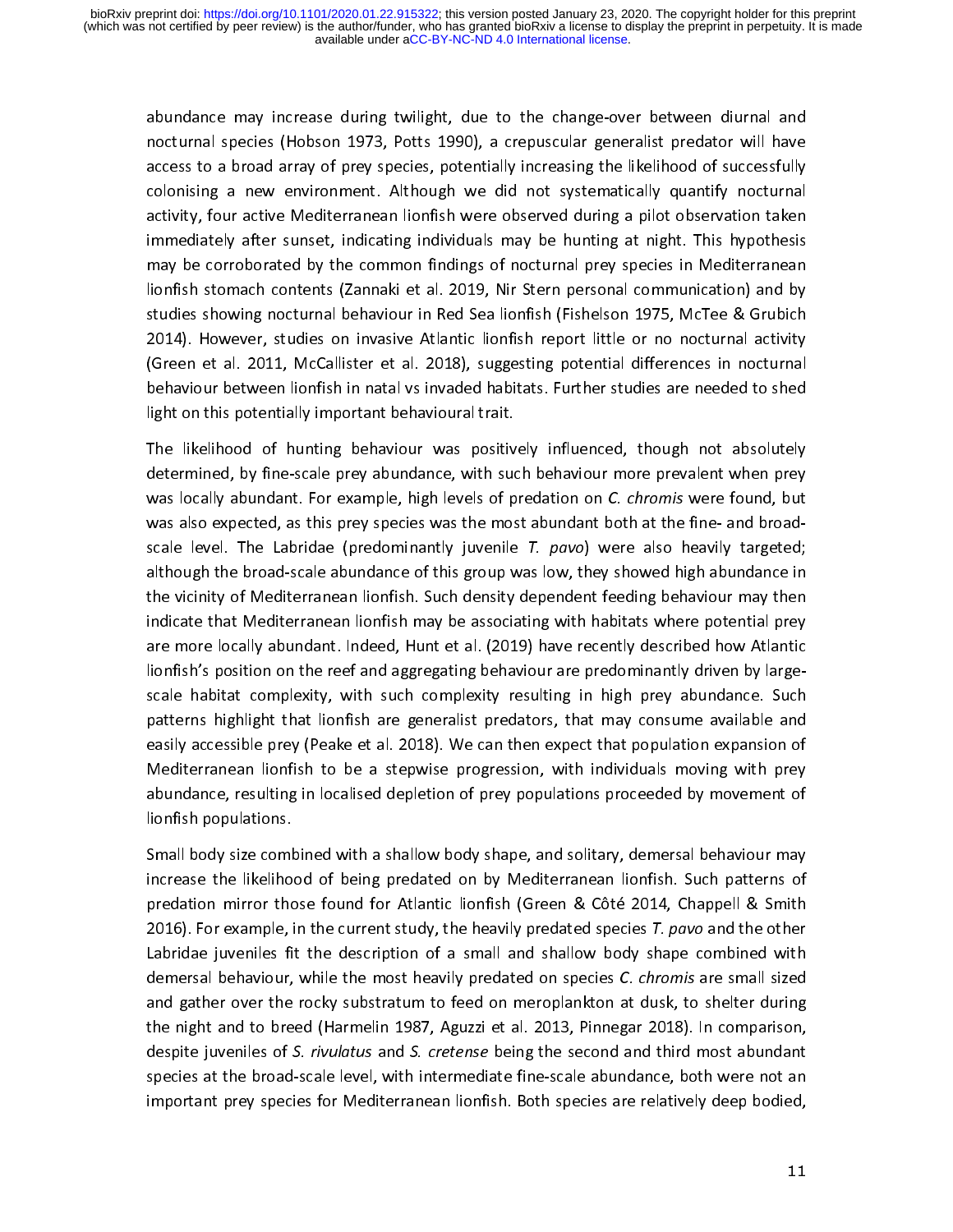abundance may increase during twilight, due to the change-over between diurnal and nocturnal species (Hobson 1973, Potts 1990), a crepuscular generalist predator will have access to a broad array of prey species, potentially increasing the likelihood of successfully colonising a new environment. Although we did not systematically quantify nocturnal activity, four active Mediterranean lionfish were observed during a pilot observation taken immediately after sunset, indicating individuals may be hunting at night. This hypothesis may be corroborated by the common findings of nocturnal prey species in Mediterranean lionfish stomach contents (Zannaki et al. 2019, Nir Stern personal communication) and by studies showing nocturnal behaviour in Red Sea lionfish (Fishelson 1975, McTee & Grubich 2014). However, studies on invasive Atlantic lionfish report little or no nocturnal activity (Green et al. 2011, McCallister et al. 2018), suggesting potential differences in nocturnal behaviour between lionfish in natal vs invaded habitats. Further studies are needed to shed light on this potentially important behavioural trait.

The likelihood of hunting behaviour was positively influenced, though not absolutely determined, by fine-scale prey abundance, with such behaviour more prevalent when prey was locally abundant. For example, high levels of predation on *C. chromis* were found, but was also expected, as this prey species was the most abundant both at the fine- and broad-scale level. The Labridae (predominantly juvenile *T. pavo*) were also heavily targeted; although the broad-scale abundance of this group was low, they showed high abundance in the vicinity of Mediterranean lionfish. Such density dependent feeding behaviour may then indicate that Mediterranean lionfish may be associating with habitats where potential prey are more locally abundant. Indeed, Hunt et al. (2019) have recently described how Atlantic lionfish's position on the reef and aggregating behaviour are predominantly driven by large-scale habitat complexity, with such complexity resulting in high prey abundance. Such patterns highlight that lionfish are generalist predators, that may consume available and easily accessible prey (Peake et al. 2018). We can then expect that population expansion of Mediterranean lionfish to be a stepwise progression, with individuals moving with prey abundance, resulting in localised depletion of prey populations proceeded by movement of lionfish populations.

Small body size combined with a shallow body shape, and solitary, demersal behaviour may increase the likelihood of being predated on by Mediterranean lionfish. Such patterns of predation mirror those found for Atlantic lionfish (Green & Côté 2014, Chappell & Smith 2016). For example, in the current study, the heavily predated species *T. pavo* and the other Labridae juveniles fit the description of a small and shallow body shape combined with demersal behaviour, while the most heavily predated on species *C. chromis* are small sized and gather over the rocky substratum to feed on meroplankton at dusk, to shelter during the night and to breed (Harmelin 1987, Aguzzi et al. 2013, Pinnegar 2018). In comparison, despite juveniles of *S. rivulatus* and *S. cretense* being the second and third most abundant species at the broad-scale level, with intermediate fine-scale abundance, both were not an important prey species for Mediterranean lionfish. Both species are relatively deep bodied,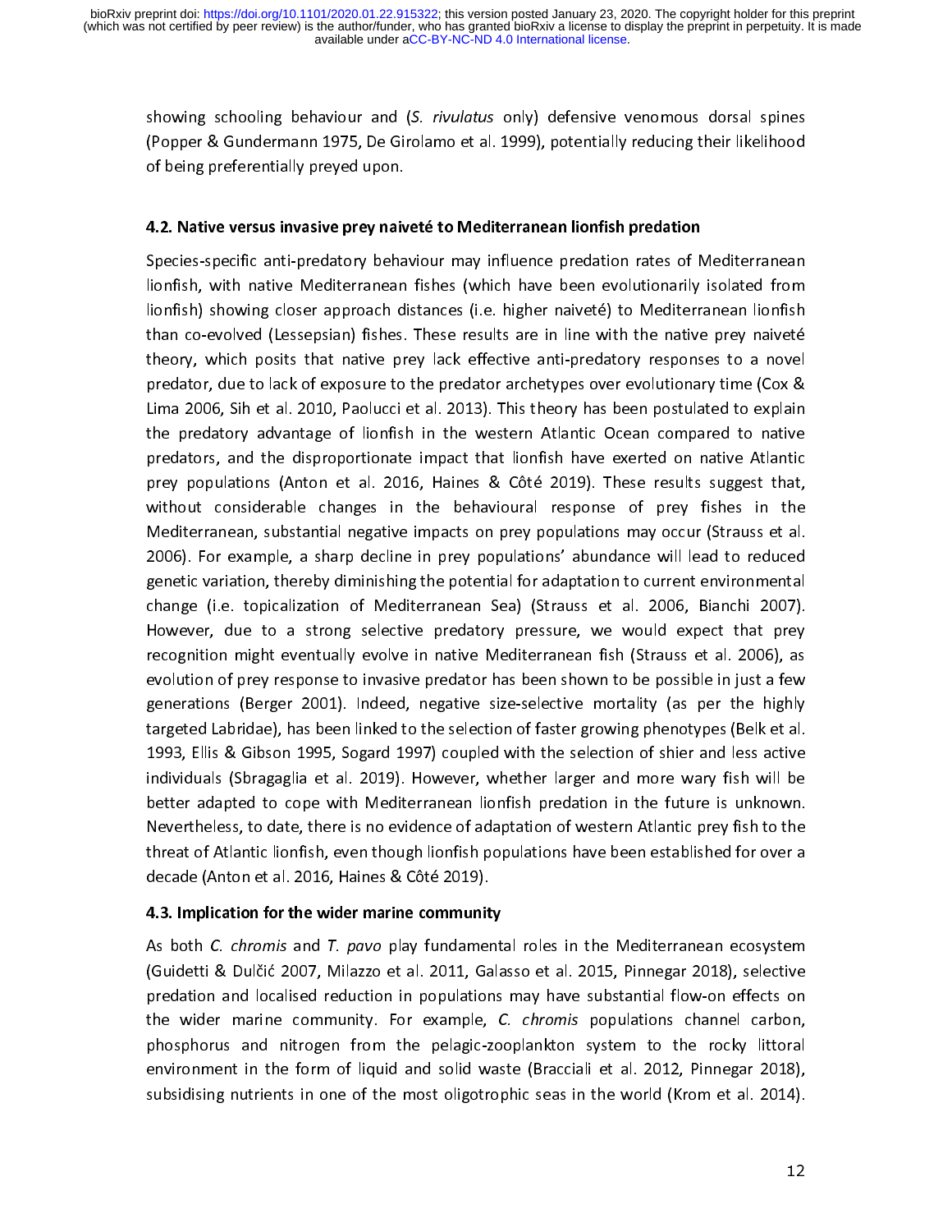showing schooling behaviour and (*S. rivulatus* only) defensive venomous dorsal spines (Popper & Gundermann 1975, De Girolamo et al. 1999), potentially reducing their likelihood of being preferentially preyed upon.

### 4.2. Native versus invasive prey naiveté to Mediterranean lionfish predation

Species-specific anti-predatory behaviour may influence predation rates of Mediterranean lionfish, with native Mediterranean fishes (which have been evolutionarily isolated from lionfish) showing closer approach distances (i.e. higher naiveté) to Mediterranean lionfish than co-evolved (Lessepsian) fishes. These results are in line with the native prey naiveté theory, which posits that native prey lack effective anti-predatory responses to a novel predator, due to lack of exposure to the predator archetypes over evolutionary time (Cox & Lima 2006, Sih et al. 2010, Paolucci et al. 2013). This theory has been postulated to explain the predatory advantage of lionfish in the western Atlantic Ocean compared to native predators, and the disproportionate impact that lionfish have exerted on native Atlantic prey populations (Anton et al. 2016, Haines & Côté 2019). These results suggest that, without considerable changes in the behavioural response of prey fishes in the Mediterranean, substantial negative impacts on prey populations may occur (Strauss et al. 2006). For example, a sharp decline in prey populations' abundance will lead to reduced genetic variation, thereby diminishing the potential for adaptation to current environmental change (i.e. topicalization of Mediterranean Sea) (Strauss et al. 2006, Bianchi 2007). However, due to a strong selective predatory pressure, we would expect that prey recognition might eventually evolve in native Mediterranean fish (Strauss et al. 2006), as evolution of prey response to invasive predator has been shown to be possible in just a few generations (Berger 2001). Indeed, negative size-selective mortality (as per the highly targeted Labridae), has been linked to the selection of faster growing phenotypes (Belk et al. 1993, Ellis & Gibson 1995, Sogard 1997) coupled with the selection of shier and less active individuals (Sbragaglia et al. 2019). However, whether larger and more wary fish will be better adapted to cope with Mediterranean lionfish predation in the future is unknown. Nevertheless, to date, there is no evidence of adaptation of western Atlantic prey fish to the threat of Atlantic lionfish, even though lionfish populations have been established for over a decade (Anton et al. 2016, Haines & Côté 2019).

### 4.3. Implication for the wider marine community

As both *C. chromis* and *T. pavo* play fundamental roles in the Mediterranean ecosystem (Guidetti & Dulčić 2007, Milazzo et al. 2011, Galasso et al. 2015, Pinnegar 2018), selective predation and localised reduction in populations may have substantial flow-on effects on the wider marine community. For example, *C. chromis* populations channel carbon, phosphorus and nitrogen from the pelagic-zooplankton system to the rocky littoral environment in the form of liquid and solid waste (Bracciali et al. 2012, Pinnegar 2018), subsidising nutrients in one of the most oligotrophic seas in the world (Krom et al. 2014).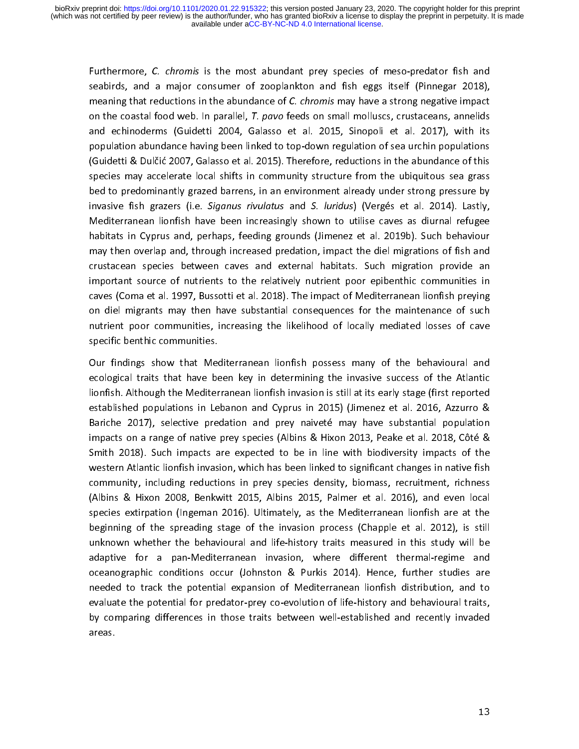Furthermore, *C. chromis* is the most abundant prey species of meso-predator fish and seabirds, and a major consumer of zooplankton and fish eggs itself (Pinnegar 2018), meaning that reductions in the abundance of *C. chromis* may have a strong negative impact on the coastal food web. In parallel, *T. pavo* feeds on small molluscs, crustaceans, annelids and echinoderms (Guidetti 2004, Galasso et al. 2015, Sinopoli et al. 2017), with its population abundance having been linked to top-down regulation of sea urchin populations (Guidetti & Dulčić 2007, Galasso et al. 2015). Therefore, reductions in the abundance of this species may accelerate local shifts in community structure from the ubiquitous sea grass bed to predominantly grazed barrens, in an environment already under strong pressure by invasive fish grazers (i.e. *Siganus rivulatus* and *S. luridus*) (Vergés et al. 2014). Lastly, Mediterranean lionfish have been increasingly shown to utilise caves as diurnal refugee habitats in Cyprus and, perhaps, feeding grounds (Jimenez et al. 2019b). Such behaviour may then overlap and, through increased predation, impact the diel migrations of fish and crustacean species between caves and external habitats. Such migration provide an important source of nutrients to the relatively nutrient poor epibenthic communities in caves (Coma et al. 1997, Bussotti et al. 2018). The impact of Mediterranean lionfish preying on diel migrants may then have substantial consequences for the maintenance of such nutrient poor communities, increasing the likelihood of locally mediated losses of cave specific benthic communities.

Our findings show that Mediterranean lionfish possess many of the behavioural and ecological traits that have been key in determining the invasive success of the Atlantic lionfish. Although the Mediterranean lionfish invasion is still at its early stage (first reported established populations in Lebanon and Cyprus in 2015) (Jimenez et al. 2016, Azzurro & Bariche 2017), selective predation and prey naiveté may have substantial population impacts on a range of native prey species (Albins & Hixon 2013, Peake et al. 2018, Côté & Smith 2018). Such impacts are expected to be in line with biodiversity impacts of the western Atlantic lionfish invasion, which has been linked to significant changes in native fish community, including reductions in prey species density, biomass, recruitment, richness (Albins & Hixon 2008, Benkwitt 2015, Albins 2015, Palmer et al. 2016), and even local species extirpation (Ingeman 2016). Ultimately, as the Mediterranean lionfish are at the beginning of the spreading stage of the invasion process (Chapple et al. 2012), is still unknown whether the behavioural and life-history traits measured in this study will be adaptive for a pan-Mediterranean invasion, where different thermal-regime and oceanographic conditions occur (Johnston & Purkis 2014). Hence, further studies are needed to track the potential expansion of Mediterranean lionfish distribution, and to evaluate the potential for predator-prey co-evolution of life-history and behavioural traits, by comparing differences in those traits between well-established and recently invaded areas.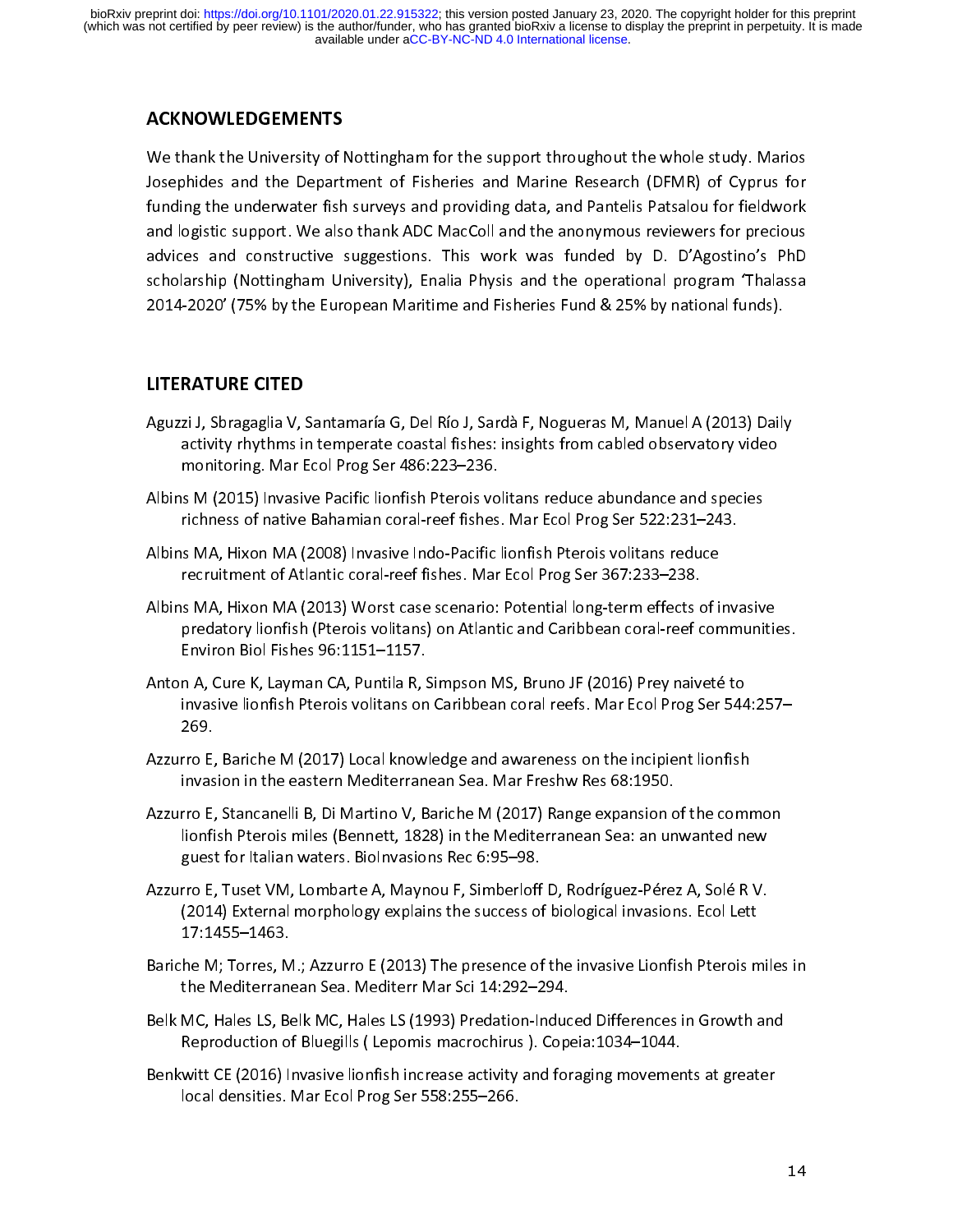## ACKNOWLEDGEMENTS

We thank the University of Nottingham for the support throughout the whole study. Marios Josephides and the Department of Fisheries and Marine Research (DFMR) of Cyprus for funding the underwater fish surveys and providing data, and Pantelis Patsalou for fieldwork and logistic support. We also thank ADC MacColl and the anonymous reviewers for precious advices and constructive suggestions. This work was funded by D. D'Agostino's PhD scholarship (Nottingham University), Enalia Physis and the operational program 'Thalassa 2014-2020' (75% by the European Maritime and Fisheries Fund & 25% by national funds).

## LITERATURE CITED

Aguzzi J, Sbragaglia V, Santamaría G, Del Río J, Sardà F, Nogueras M, Manuel A (2013) Daily activity rhythms in temperate coastal fishes: insights from cabled observatory video monitoring. Mar Ecol Prog Ser 486:223–236.

Albins M (2015) Invasive Pacific lionfish Pterois volitans reduce abundance and species richness of native Bahamian coral-reef fishes. Mar Ecol Prog Ser 522:231–243.

Albins MA, Hixon MA (2008) Invasive Indo-Pacific lionfish Pterois volitans reduce recruitment of Atlantic coral-reef fishes. Mar Ecol Prog Ser 367:233–238.

Albins MA, Hixon MA (2013) Worst case scenario: Potential long-term effects of invasive predatory lionfish (Pterois volitans) on Atlantic and Caribbean coral-reef communities. Environ Biol Fishes 96:1151–1157.

Anton A, Cure K, Layman CA, Puntila R, Simpson MS, Bruno JF (2016) Prey naiveté to invasive lionfish Pterois volitans on Caribbean coral reefs. Mar Ecol Prog Ser 544:257–269.

Azzurro E, Bariche M (2017) Local knowledge and awareness on the incipient lionfish invasion in the eastern Mediterranean Sea. Mar Freshw Res 68:1950.

Azzurro E, Stancanelli B, Di Martino V, Bariche M (2017) Range expansion of the common lionfish Pterois miles (Bennett, 1828) in the Mediterranean Sea: an unwanted new guest for Italian waters. BioInvasions Rec 6:95–98.

Azzurro E, Tuset VM, Lombarte A, Maynou F, Simberloff D, Rodríguez-Pérez A, Solé R V. (2014) External morphology explains the success of biological invasions. Ecol Lett 17:1455–1463.

Bariche M; Torres, M.; Azzurro E (2013) The presence of the invasive Lionfish Pterois miles in the Mediterranean Sea. Mediterr Mar Sci 14:292–294.

Belk MC, Hales LS, Belk MC, Hales LS (1993) Predation-Induced Differences in Growth and Reproduction of Bluegills ( Lepomis macrochirus ). Copeia:1034–1044.

Benkwitt CE (2016) Invasive lionfish increase activity and foraging movements at greater local densities. Mar Ecol Prog Ser 558:255–266.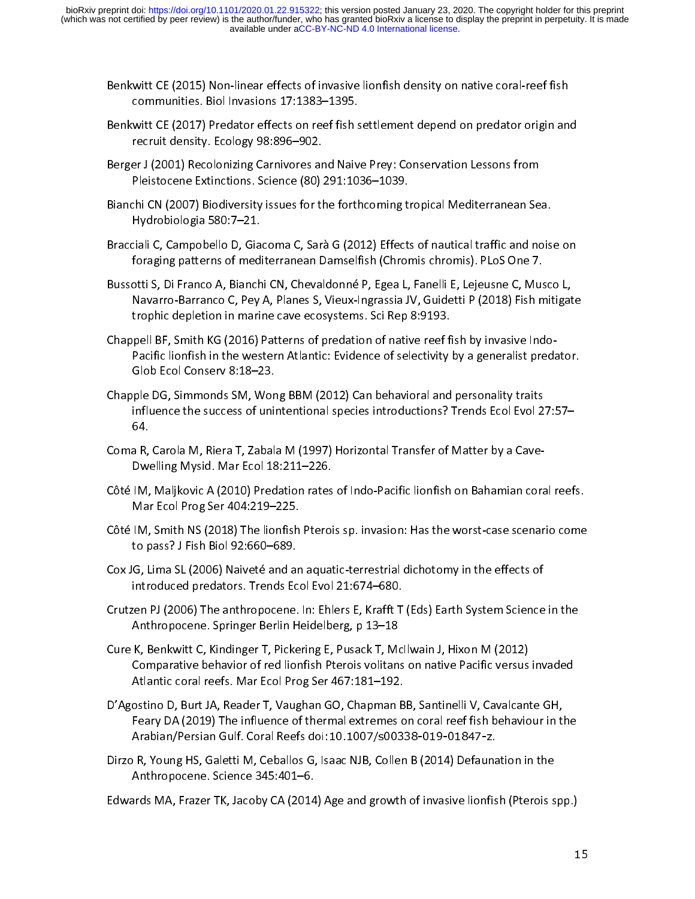Benkwitt CE (2015) Non-linear effects of invasive lionfish density on native coral-reef fish communities. Biol Invasions 17:1383–1395.

Benkwitt CE (2017) Predator effects on reef fish settlement depend on predator origin and recruit density. Ecology 98:896–902.

Berger J (2001) Recolonizing Carnivores and Naive Prey: Conservation Lessons from Pleistocene Extinctions. Science (80) 291:1036–1039.

Bianchi CN (2007) Biodiversity issues for the forthcoming tropical Mediterranean Sea. Hydrobiologia 580:7–21.

Bracciali C, Campobello D, Giacoma C, Sarà G (2012) Effects of nautical traffic and noise on foraging patterns of mediterranean Damselfish (Chromis chromis). PLoS One 7.

Bussotti S, Di Franco A, Bianchi CN, Chevaldonné P, Egea L, Fanelli E, Lejeusne C, Musco L, Navarro-Barranco C, Pey A, Planes S, Vieux-Ingrassia JV, Guidetti P (2018) Fish mitigate trophic depletion in marine cave ecosystems. Sci Rep 8:9193.

Chappell BF, Smith KG (2016) Patterns of predation of native reef fish by invasive Indo-Pacific lionfish in the western Atlantic: Evidence of selectivity by a generalist predator. Glob Ecol Conserv 8:18–23.

Chapple DG, Simmonds SM, Wong BBM (2012) Can behavioral and personality traits influence the success of unintentional species introductions? Trends Ecol Evol 27:57–64.

Coma R, Carola M, Riera T, Zabala M (1997) Horizontal Transfer of Matter by a Cave-Dwelling Mysid. Mar Ecol 18:211–226.

Côté IM, Maljkovic A (2010) Predation rates of Indo-Pacific lionfish on Bahamian coral reefs. Mar Ecol Prog Ser 404:219–225.

Côté IM, Smith NS (2018) The lionfish Pterois sp. invasion: Has the worst-case scenario come to pass? J Fish Biol 92:660–689.

Cox JG, Lima SL (2006) Naiveté and an aquatic-terrestrial dichotomy in the effects of introduced predators. Trends Ecol Evol 21:674–680.

Crutzen PJ (2006) The anthropocene. In: Ehlers E, Krafft T (Eds) Earth System Science in the Anthropocene. Springer Berlin Heidelberg, p 13–18

Cure K, Benkwitt C, Kindinger T, Pickering E, Pusack T, McIlwain J, Hixon M (2012) Comparative behavior of red lionfish Pterois volitans on native Pacific versus invaded Atlantic coral reefs. Mar Ecol Prog Ser 467:181–192.

D'Agostino D, Burt JA, Reader T, Vaughan GO, Chapman BB, Santinelli V, Cavalcante GH, Feary DA (2019) The influence of thermal extremes on coral reef fish behaviour in the Arabian/Persian Gulf. Coral Reefs doi:10.1007/s00338-019-01847-z.

Dirzo R, Young HS, Galetti M, Ceballos G, Isaac NJB, Collen B (2014) Defaunation in the Anthropocene. Science 345:401–6.

Edwards MA, Frazer TK, Jacoby CA (2014) Age and growth of invasive lionfish (Pterois spp.)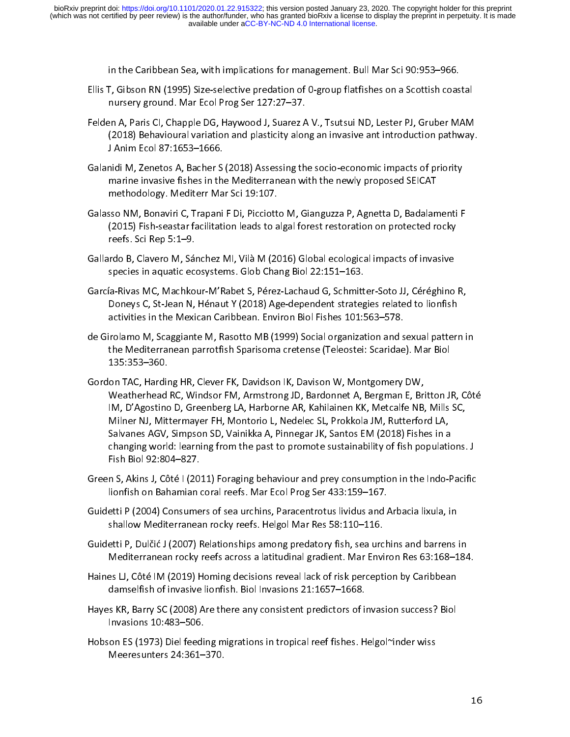in the Caribbean Sea, with implications for management. Bull Mar Sci 90:953–966.

Ellis T, Gibson RN (1995) Size-selective predation of 0-group flatfishes on a Scottish coastal nursery ground. Mar Ecol Prog Ser 127:27–37.

Felden A, Paris CI, Chapple DG, Haywood J, Suarez A V., Tsutsui ND, Lester PJ, Gruber MAM (2018) Behavioural variation and plasticity along an invasive ant introduction pathway. J Anim Ecol 87:1653–1666.

Galanidi M, Zenetos A, Bacher S (2018) Assessing the socio-economic impacts of priority marine invasive fishes in the Mediterranean with the newly proposed SEICAT methodology. Mediterr Mar Sci 19:107.

Galasso NM, Bonaviri C, Trapani F Di, Picciotto M, Gianguzza P, Agnetta D, Badalamenti F (2015) Fish-seastar facilitation leads to algal forest restoration on protected rocky reefs. Sci Rep 5:1–9.

Gallardo B, Clavero M, Sánchez MI, Vilà M (2016) Global ecological impacts of invasive species in aquatic ecosystems. Glob Chang Biol 22:151–163.

García-Rivas MC, Machkour-M'Rabet S, Pérez-Lachaud G, Schmitter-Soto JJ, Céréghino R, Doneys C, St-Jean N, Hénaut Y (2018) Age-dependent strategies related to lionfish activities in the Mexican Caribbean. Environ Biol Fishes 101:563–578.

de Girolamo M, Scaggiante M, Rasotto MB (1999) Social organization and sexual pattern in the Mediterranean parrotfish Sparisoma cretense (Teleostei: Scaridae). Mar Biol 135:353–360.

Gordon TAC, Harding HR, Clever FK, Davidson IK, Davison W, Montgomery DW, Weatherhead RC, Windsor FM, Armstrong JD, Bardonnet A, Bergman E, Britton JR, Côté IM, D'Agostino D, Greenberg LA, Harborne AR, Kahilainen KK, Metcalfe NB, Mills SC, Milner NJ, Mittermayer FH, Montorio L, Nedelec SL, Prokkola JM, Rutterford LA, Salvanes AGV, Simpson SD, Vainikka A, Pinnegar JK, Santos EM (2018) Fishes in a changing world: learning from the past to promote sustainability of fish populations. J Fish Biol 92:804–827.

Green S, Akins J, Côté I (2011) Foraging behaviour and prey consumption in the Indo-Pacific lionfish on Bahamian coral reefs. Mar Ecol Prog Ser 433:159–167.

Guidetti P (2004) Consumers of sea urchins, Paracentrotus lividus and Arbacia lixula, in shallow Mediterranean rocky reefs. Helgol Mar Res 58:110–116.

Guidetti P, Dulčić J (2007) Relationships among predatory fish, sea urchins and barrens in Mediterranean rocky reefs across a latitudinal gradient. Mar Environ Res 63:168–184.

Haines LJ, Côté IM (2019) Homing decisions reveal lack of risk perception by Caribbean damselfish of invasive lionfish. Biol Invasions 21:1657–1668.

Hayes KR, Barry SC (2008) Are there any consistent predictors of invasion success? Biol Invasions 10:483–506.

Hobson ES (1973) Diel feeding migrations in tropical reef fishes. Helgol~inder wiss Meeresunters 24:361–370.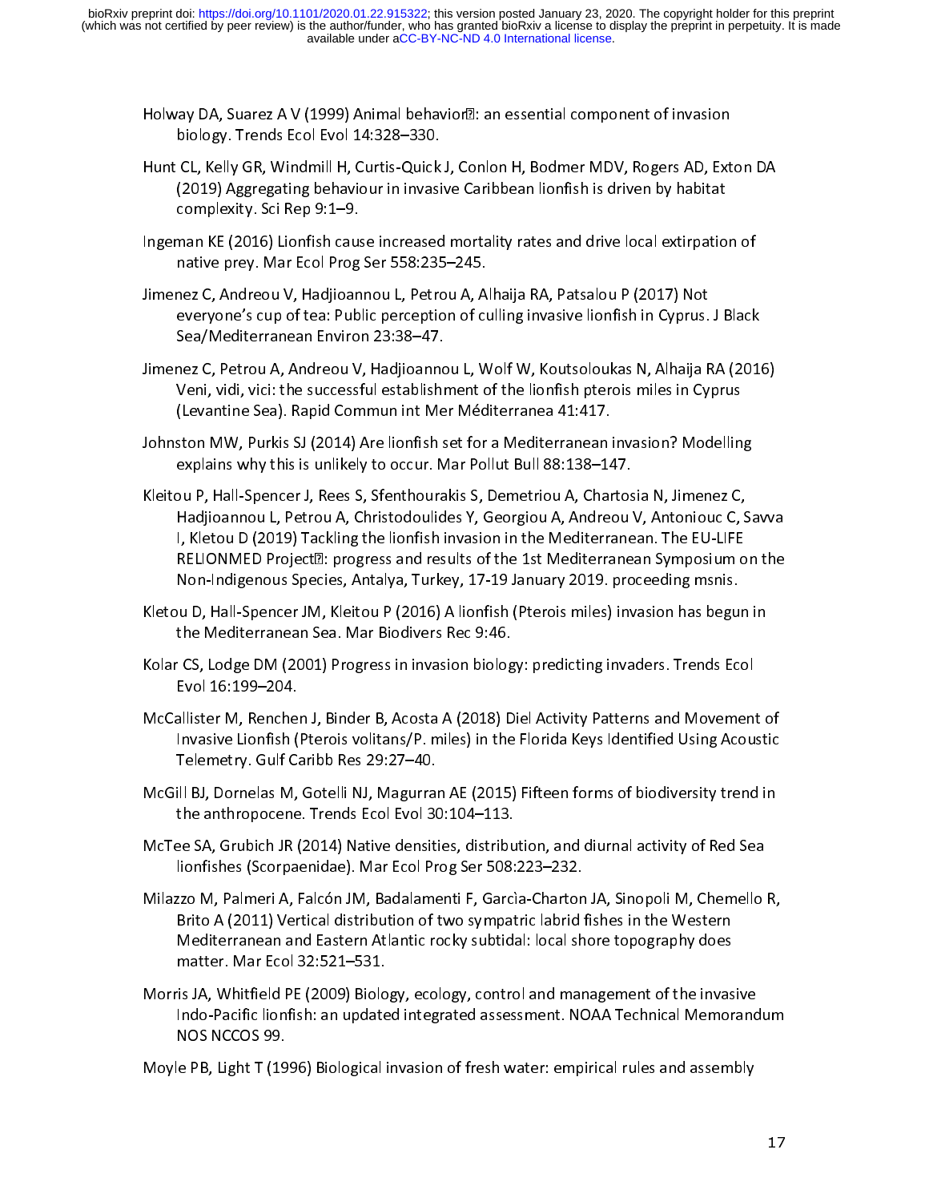Holway DA, Suarez A V (1999) Animal behavior: an essential component of invasion biology. Trends Ecol Evol 14:328–330.

Hunt CL, Kelly GR, Windmill H, Curtis-Quick J, Conlon H, Bodmer MDV, Rogers AD, Exton DA (2019) Aggregating behaviour in invasive Caribbean lionfish is driven by habitat complexity. Sci Rep 9:1–9.

Ingeman KE (2016) Lionfish cause increased mortality rates and drive local extirpation of native prey. Mar Ecol Prog Ser 558:235–245.

Jimenez C, Andreou V, Hadjioannou L, Petrou A, Alhaija RA, Patsalou P (2017) Not everyone's cup of tea: Public perception of culling invasive lionfish in Cyprus. J Black Sea/Mediterranean Environ 23:38–47.

Jimenez C, Petrou A, Andreou V, Hadjioannou L, Wolf W, Koutsoloukas N, Alhaija RA (2016) Veni, vidi, vici: the successful establishment of the lionfish pterois miles in Cyprus (Levantine Sea). Rapid Commun int Mer Méditerranea 41:417.

Johnston MW, Purkis SJ (2014) Are lionfish set for a Mediterranean invasion? Modelling explains why this is unlikely to occur. Mar Pollut Bull 88:138–147.

Kleitou P, Hall-Spencer J, Rees S, Sfenthourakis S, Demetriou A, Chartosia N, Jimenez C, Hadjioannou L, Petrou A, Christodoulides Y, Georgiou A, Andreou V, Antoniouc C, Savva I, Kletou D (2019) Tackling the lionfish invasion in the Mediterranean. The EU-LIFE RELIONMED Project: progress and results of the 1st Mediterranean Symposium on the Non-Indigenous Species, Antalya, Turkey, 17-19 January 2019. proceeding msnis.

Kletou D, Hall-Spencer JM, Kleitou P (2016) A lionfish (Pterois miles) invasion has begun in the Mediterranean Sea. Mar Biodivers Rec 9:46.

Kolar CS, Lodge DM (2001) Progress in invasion biology: predicting invaders. Trends Ecol Evol 16:199–204.

McCallister M, Renchen J, Binder B, Acosta A (2018) Diel Activity Patterns and Movement of Invasive Lionfish (Pterois volitans/P. miles) in the Florida Keys Identified Using Acoustic Telemetry. Gulf Caribb Res 29:27–40.

McGill BJ, Dornelas M, Gotelli NJ, Magurran AE (2015) Fifteen forms of biodiversity trend in the anthropocene. Trends Ecol Evol 30:104–113.

McTee SA, Grubich JR (2014) Native densities, distribution, and diurnal activity of Red Sea lionfishes (Scorpaenidae). Mar Ecol Prog Ser 508:223–232.

Milazzo M, Palmeri A, Falcón JM, Badalamenti F, Garcìa-Charton JA, Sinopoli M, Chemello R, Brito A (2011) Vertical distribution of two sympatric labrid fishes in the Western Mediterranean and Eastern Atlantic rocky subtidal: local shore topography does matter. Mar Ecol 32:521–531.

Morris JA, Whitfield PE (2009) Biology, ecology, control and management of the invasive Indo-Pacific lionfish: an updated integrated assessment. NOAA Technical Memorandum NOS NCCOS 99.

Moyle PB, Light T (1996) Biological invasion of fresh water: empirical rules and assembly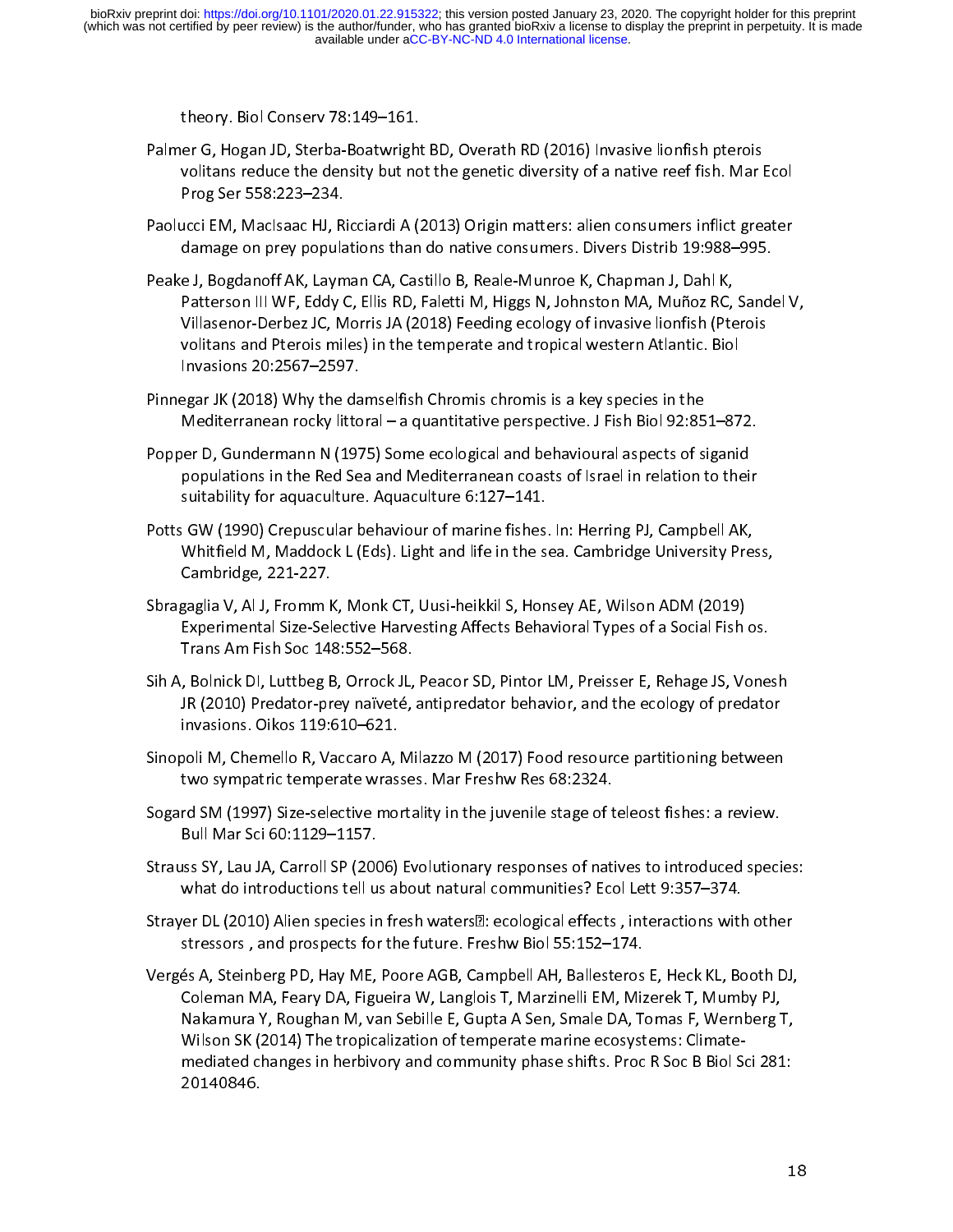theory. Biol Conserv 78:149–161.

Palmer G, Hogan JD, Sterba-Boatwright BD, Overath RD (2016) Invasive lionfish pterois volitans reduce the density but not the genetic diversity of a native reef fish. Mar Ecol Prog Ser 558:223–234.

Paolucci EM, MacIsaac HJ, Ricciardi A (2013) Origin matters: alien consumers inflict greater damage on prey populations than do native consumers. Divers Distrib 19:988–995.

Peake J, Bogdanoff AK, Layman CA, Castillo B, Reale-Munroe K, Chapman J, Dahl K, Patterson III WF, Eddy C, Ellis RD, Faletti M, Higgs N, Johnston MA, Muñoz RC, Sandel V, Villasenor-Derbez JC, Morris JA (2018) Feeding ecology of invasive lionfish (Pterois volitans and Pterois miles) in the temperate and tropical western Atlantic. Biol Invasions 20:2567–2597.

Pinnegar JK (2018) Why the damselfish Chromis chromis is a key species in the Mediterranean rocky littoral – a quantitative perspective. J Fish Biol 92:851–872.

Popper D, Gundermann N (1975) Some ecological and behavioural aspects of siganid populations in the Red Sea and Mediterranean coasts of Israel in relation to their suitability for aquaculture. Aquaculture 6:127–141.

Potts GW (1990) Crepuscular behaviour of marine fishes. In: Herring PJ, Campbell AK, Whitfield M, Maddock L (Eds). Light and life in the sea. Cambridge University Press, Cambridge, 221-227.

Sbragaglia V, Al J, Fromm K, Monk CT, Uusi-heikkil S, Honsey AE, Wilson ADM (2019) Experimental Size-Selective Harvesting Affects Behavioral Types of a Social Fish os. Trans Am Fish Soc 148:552–568.

Sih A, Bolnick DI, Luttbeg B, Orrock JL, Peacor SD, Pintor LM, Preisser E, Rehage JS, Vonesh JR (2010) Predator-prey naïveté, antipredator behavior, and the ecology of predator invasions. Oikos 119:610–621.

Sinopoli M, Chemello R, Vaccaro A, Milazzo M (2017) Food resource partitioning between two sympatric temperate wrasses. Mar Freshw Res 68:2324.

Sogard SM (1997) Size-selective mortality in the juvenile stage of teleost fishes: a review. Bull Mar Sci 60:1129–1157.

Strauss SY, Lau JA, Carroll SP (2006) Evolutionary responses of natives to introduced species: what do introductions tell us about natural communities? Ecol Lett 9:357–374.

Strayer DL (2010) Alien species in fresh waters: ecological effects , interactions with other stressors , and prospects for the future. Freshw Biol 55:152–174.

Vergés A, Steinberg PD, Hay ME, Poore AGB, Campbell AH, Ballesteros E, Heck KL, Booth DJ, Coleman MA, Feary DA, Figueira W, Langlois T, Marzinelli EM, Mizerek T, Mumby PJ, Nakamura Y, Roughan M, van Sebille E, Gupta A Sen, Smale DA, Tomas F, Wernberg T, Wilson SK (2014) The tropicalization of temperate marine ecosystems: Climate-mediated changes in herbivory and community phase shifts. Proc R Soc B Biol Sci 281: 20140846.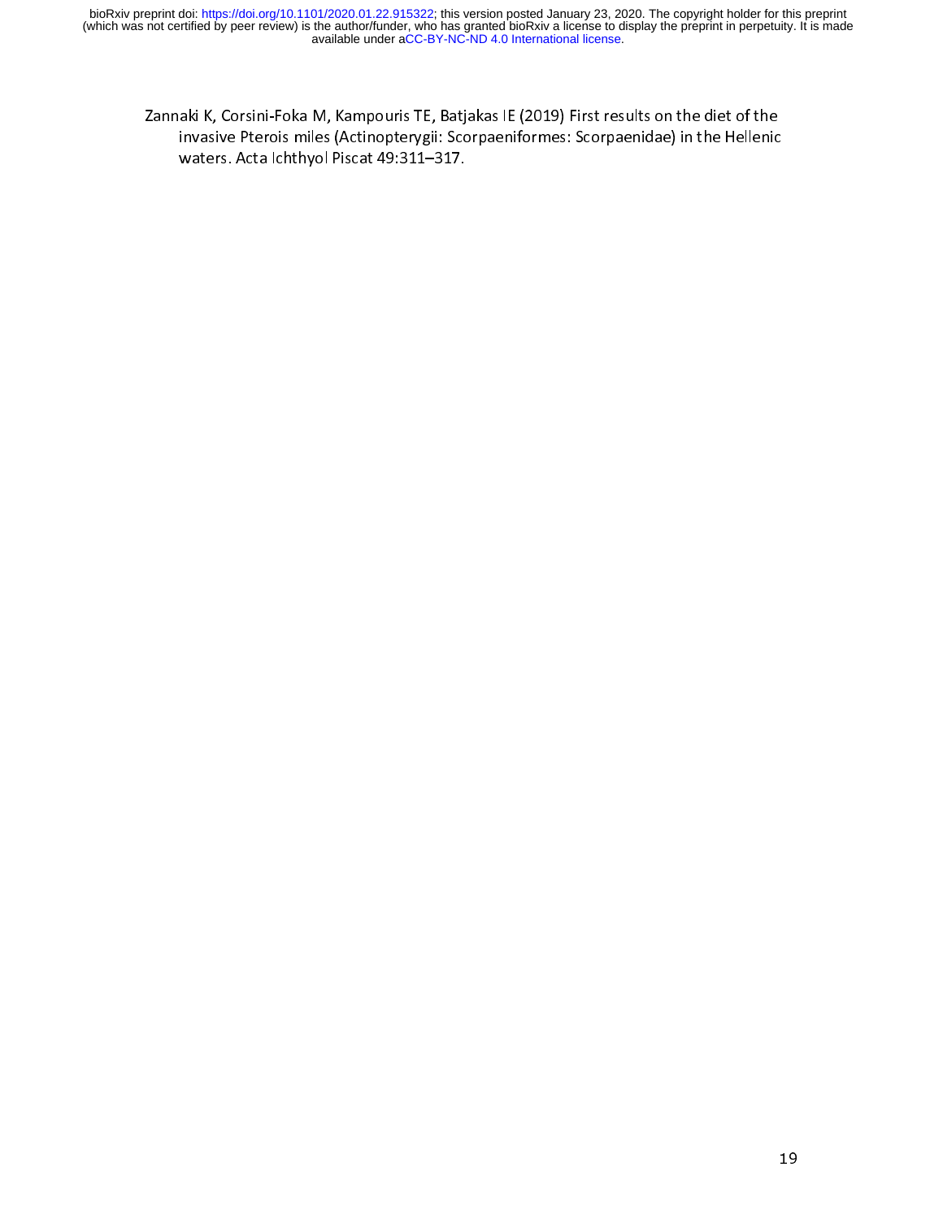Zannaki K, Corsini-Foka M, Kampouris TE, Batjakas IE (2019) First results on the diet of the invasive Pterois miles (Actinopterygii: Scorpaeniformes: Scorpaenidae) in the Hellenic waters. Acta Ichthyol Piscat 49:311–317.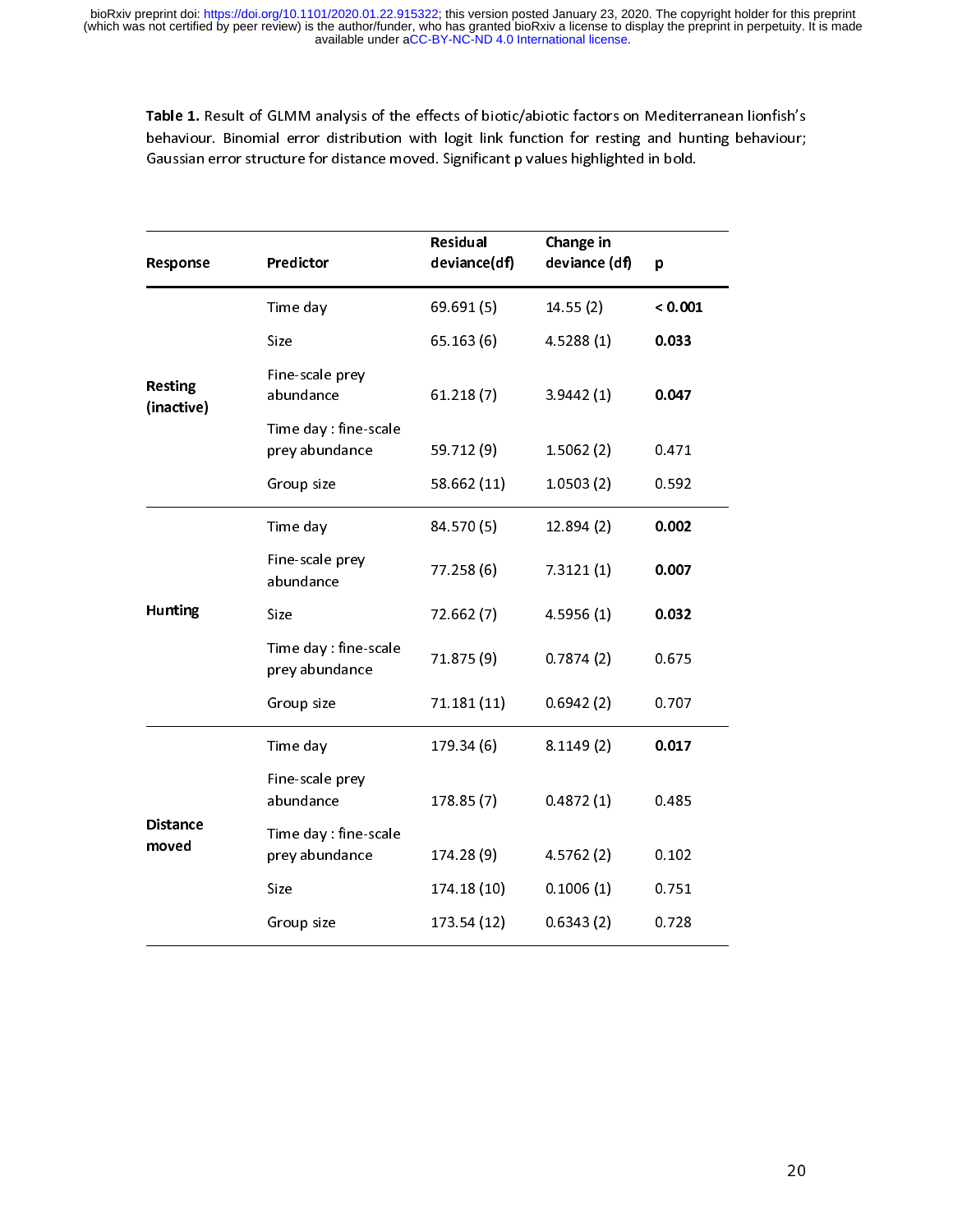**Table 1.** Result of GLMM analysis of the effects of biotic/abiotic factors on Mediterranean lionfish's behaviour. Binomial error distribution with logit link function for resting and hunting behaviour; Gaussian error structure for distance moved. Significant p values highlighted in bold.

| Response | Predictor | Residual deviance(df) | Change in deviance (df) | p |
|---|---|---|---|---|
| **Resting (inactive)** | Time day | 69.691 (5) | 14.55 (2) | **< 0.001** |
| | Size | 65.163 (6) | 4.5288 (1) | **0.033** |
| | Fine-scale prey abundance | 61.218 (7) | 3.9442 (1) | **0.047** |
| | Time day : fine-scale prey abundance | 59.712 (9) | 1.5062 (2) | 0.471 |
| | Group size | 58.662 (11) | 1.0503 (2) | 0.592 |
| **Hunting** | Time day | 84.570 (5) | 12.894 (2) | **0.002** |
| | Fine-scale prey abundance | 77.258 (6) | 7.3121 (1) | **0.007** |
| | Size | 72.662 (7) | 4.5956 (1) | **0.032** |
| | Time day : fine-scale prey abundance | 71.875 (9) | 0.7874 (2) | 0.675 |
| | Group size | 71.181 (11) | 0.6942 (2) | 0.707 |
| **Distance moved** | Time day | 179.34 (6) | 8.1149 (2) | **0.017** |
| | Fine-scale prey abundance | 178.85 (7) | 0.4872 (1) | 0.485 |
| | Time day : fine-scale prey abundance | 174.28 (9) | 4.5762 (2) | 0.102 |
| | Size | 174.18 (10) | 0.1006 (1) | 0.751 |
| | Group size | 173.54 (12) | 0.6343 (2) | 0.728 |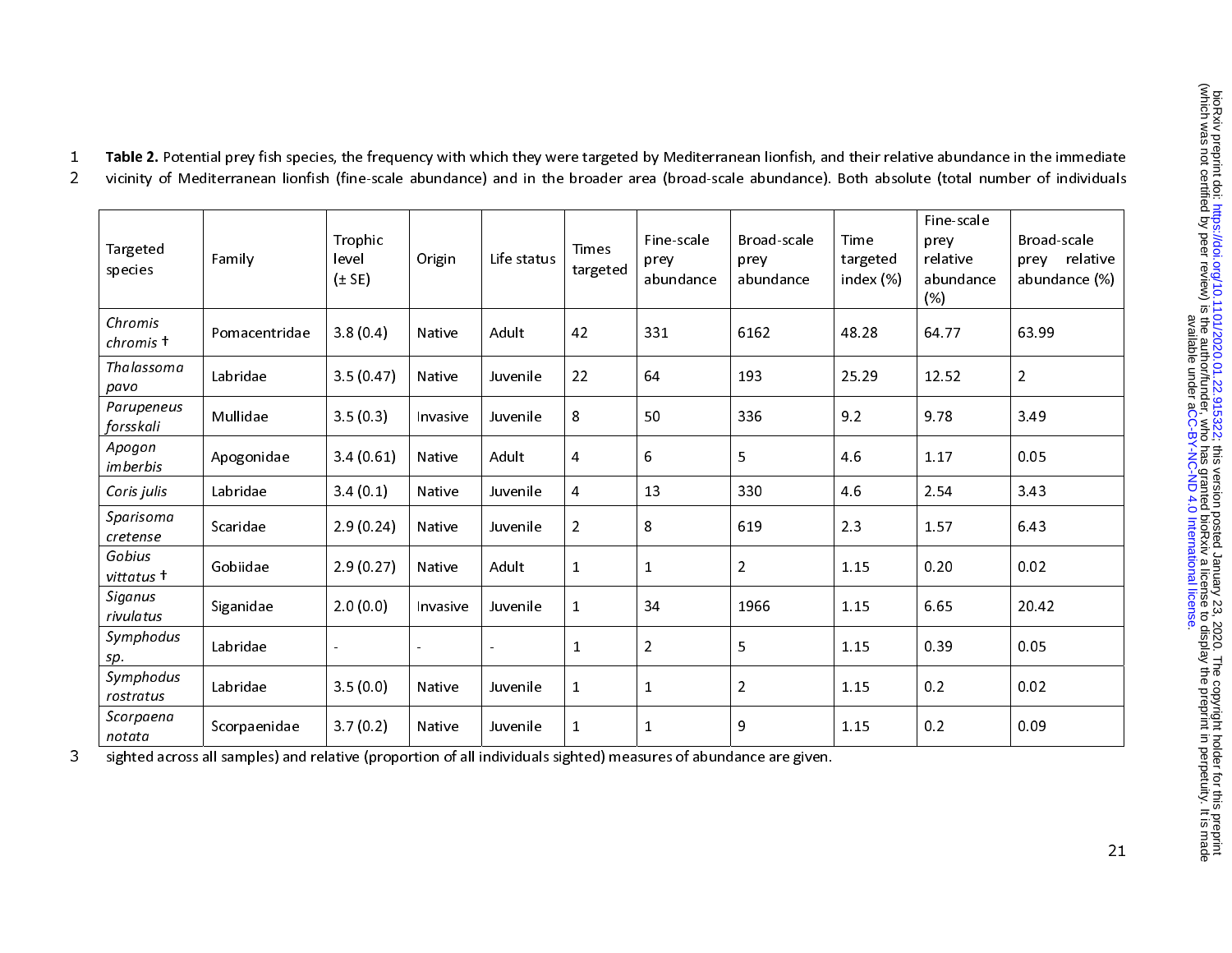**Table 2.** Potential prey fish species, the frequency with which they were targeted by Mediterranean lionfish, and their relative abundance in the immediate vicinity of Mediterranean lionfish (fine-scale abundance) and in the broader area (broad-scale abundance). Both absolute (total number of individuals sighted across all samples) and relative (proportion of all individuals sighted) measures of abundance are given.

| Targeted species | Family | Trophic level (± SE) | Origin | Life status | Times targeted | Fine-scale prey abundance | Broad-scale prey abundance | Time targeted index (%) | Fine-scale prey relative abundance (%) | Broad-scale prey relative abundance (%) |
|---|---|---|---|---|---|---|---|---|---|---|
| *Chromis chromis* † | Pomacentridae | 3.8 (0.4) | Native | Adult | 42 | 331 | 6162 | 48.28 | 64.77 | 63.99 |
| *Thalassoma pavo* | Labridae | 3.5 (0.47) | Native | Juvenile | 22 | 64 | 193 | 25.29 | 12.52 | 2 |
| *Parupeneus forsskali* | Mullidae | 3.5 (0.3) | Invasive | Juvenile | 8 | 50 | 336 | 9.2 | 9.78 | 3.49 |
| *Apogon imberbis* | Apogonidae | 3.4 (0.61) | Native | Adult | 4 | 6 | 5 | 4.6 | 1.17 | 0.05 |
| *Coris julis* | Labridae | 3.4 (0.1) | Native | Juvenile | 4 | 13 | 330 | 4.6 | 2.54 | 3.43 |
| *Sparisoma cretense* | Scaridae | 2.9 (0.24) | Native | Juvenile | 2 | 8 | 619 | 2.3 | 1.57 | 6.43 |
| *Gobius vittatus* † | Gobiidae | 2.9 (0.27) | Native | Adult | 1 | 1 | 2 | 1.15 | 0.20 | 0.02 |
| *Siganus rivulatus* | Siganidae | 2.0 (0.0) | Invasive | Juvenile | 1 | 34 | 1966 | 1.15 | 6.65 | 20.42 |
| *Symphodus sp.* | Labridae | - | - | - | 1 | 2 | 5 | 1.15 | 0.39 | 0.05 |
| *Symphodus rostratus* | Labridae | 3.5 (0.0) | Native | Juvenile | 1 | 1 | 2 | 1.15 | 0.2 | 0.02 |
| *Scorpaena notata* | Scorpaenidae | 3.7 (0.2) | Native | Juvenile | 1 | 1 | 9 | 1.15 | 0.2 | 0.09 |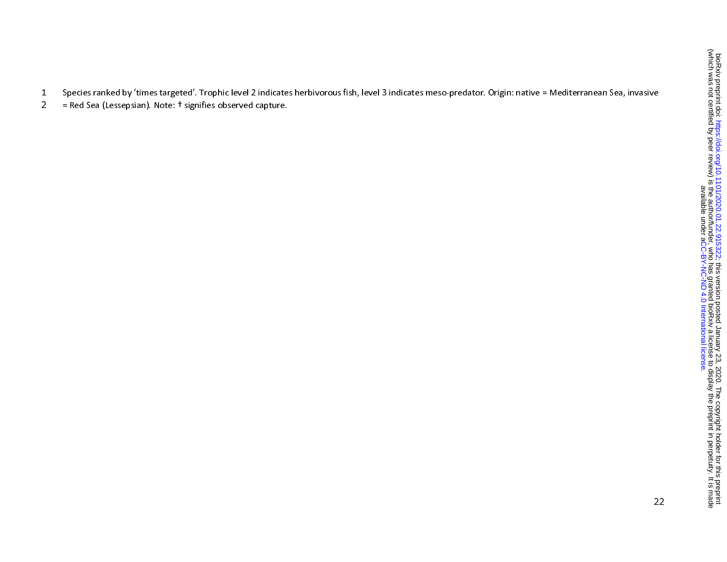Species ranked by 'times targeted'. Trophic level 2 indicates herbivorous fish, level 3 indicates meso-predator. Origin: native = Mediterranean Sea, invasive = Red Sea (Lessepsian). Note: † signifies observed capture.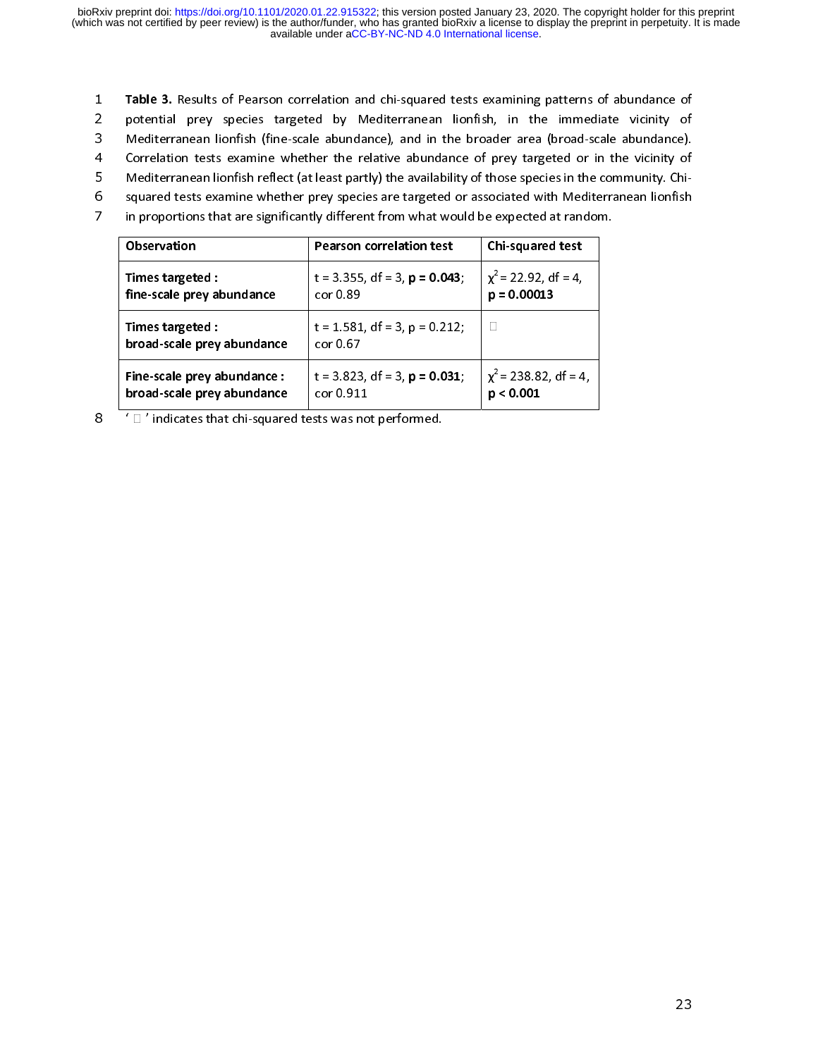**Table 3.** Results of Pearson correlation and chi-squared tests examining patterns of abundance of potential prey species targeted by Mediterranean lionfish, in the immediate vicinity of Mediterranean lionfish (fine-scale abundance), and in the broader area (broad-scale abundance). Correlation tests examine whether the relative abundance of prey targeted or in the vicinity of Mediterranean lionfish reflect (at least partly) the availability of those species in the community. Chi-squared tests examine whether prey species are targeted or associated with Mediterranean lionfish in proportions that are significantly different from what would be expected at random.

| Observation | Pearson correlation test | Chi-squared test |
|---|---|---|
| **Times targeted : fine-scale prey abundance** | t = 3.355, df = 3, **p = 0.043**; cor 0.89 | $\chi^2$ = 22.92, df = 4, **p = 0.00013** |
| **Times targeted : broad-scale prey abundance** | t = 1.581, df = 3, p = 0.212; cor 0.67 | □ |
| **Fine-scale prey abundance : broad-scale prey abundance** | t = 3.823, df = 3, **p = 0.031**; cor 0.911 | $\chi^2$ = 238.82, df = 4, **p < 0.001** |

'□' indicates that chi-squared tests was not performed.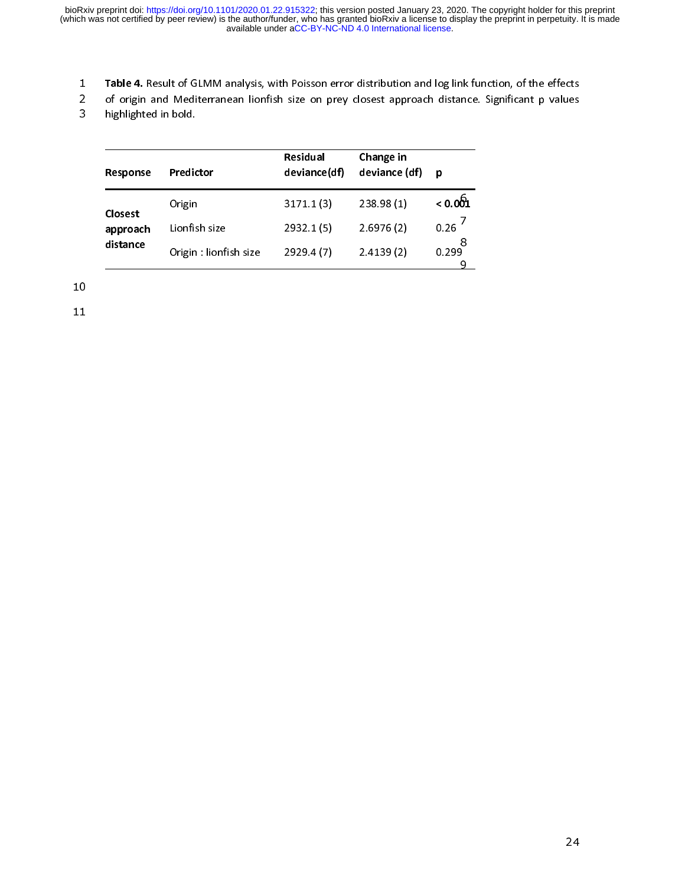**Table 4.** Result of GLMM analysis, with Poisson error distribution and log link function, of the effects of origin and Mediterranean lionfish size on prey closest approach distance. Significant p values highlighted in bold.

| Response | Predictor | Residual deviance(df) | Change in deviance (df) | p |
|---|---|---|---|---|
| **Closest approach distance** | Origin | 3171.1 (3) | 238.98 (1) | **< 0.001** |
| | Lionfish size | 2932.1 (5) | 2.6976 (2) | 0.26 |
| | Origin : lionfish size | 2929.4 (7) | 2.4139 (2) | 0.299 |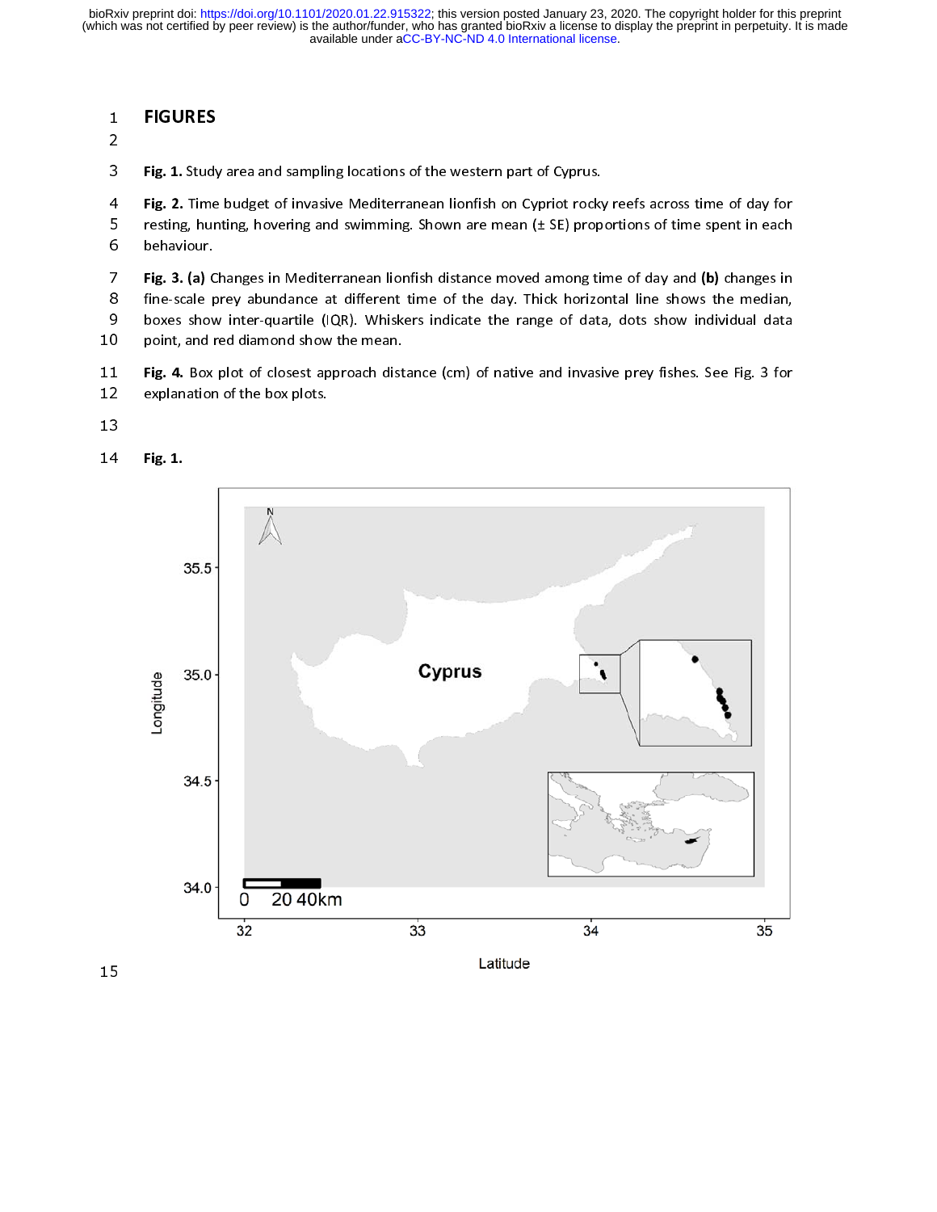# FIGURES

**Fig. 1.** Study area and sampling locations of the western part of Cyprus.

**Fig. 2.** Time budget of invasive Mediterranean lionfish on Cypriot rocky reefs across time of day for resting, hunting, hovering and swimming. Shown are mean (± SE) proportions of time spent in each behaviour.

**Fig. 3. (a)** Changes in Mediterranean lionfish distance moved among time of day and **(b)** changes in fine-scale prey abundance at different time of the day. Thick horizontal line shows the median, boxes show inter-quartile (IQR). Whiskers indicate the range of data, dots show individual data point, and red diamond show the mean.

**Fig. 4.** Box plot of closest approach distance (cm) of native and invasive prey fishes. See Fig. 3 for explanation of the box plots.

**Fig. 1.**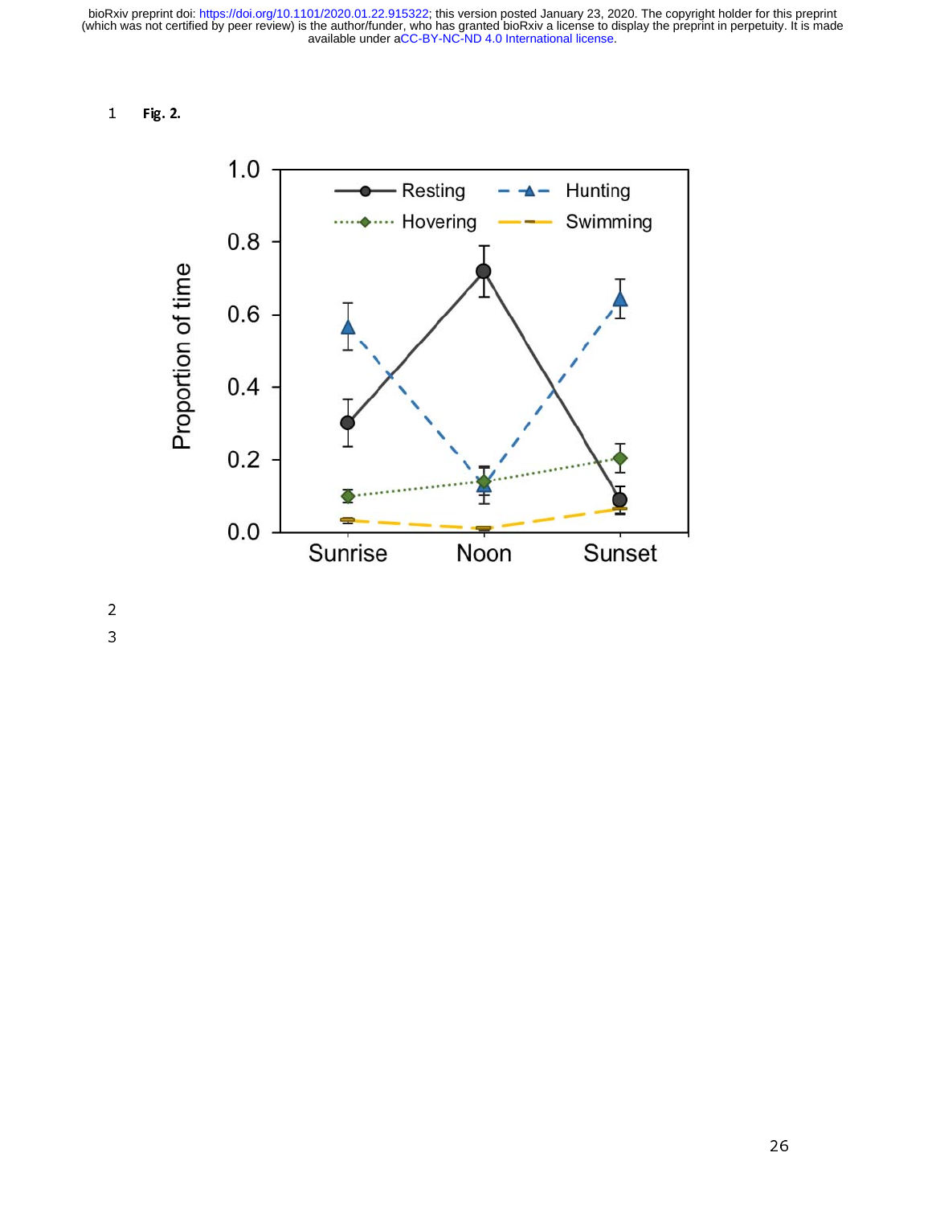**Fig. 2.**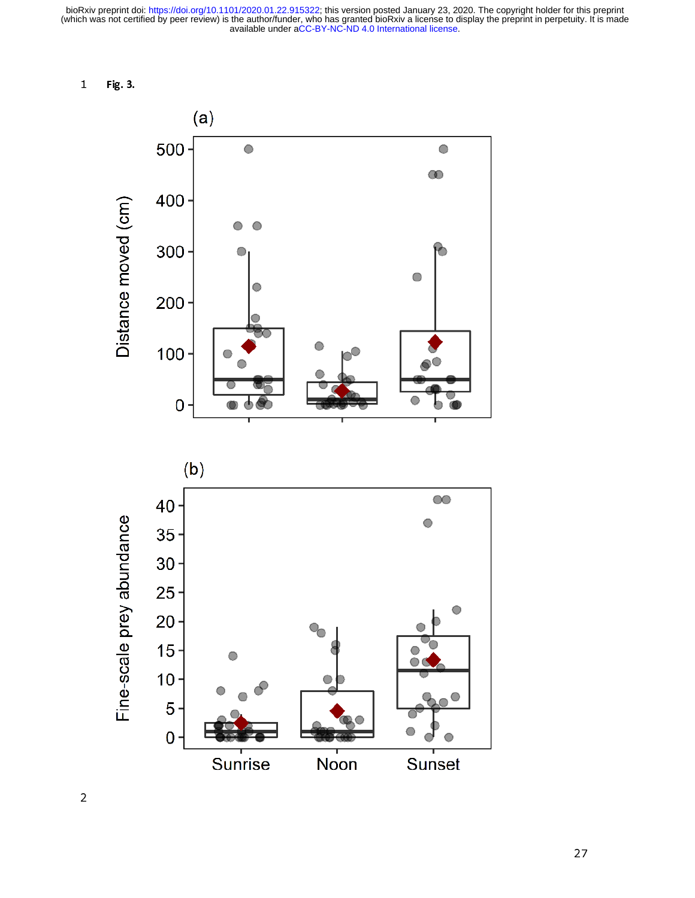**Fig. 3.**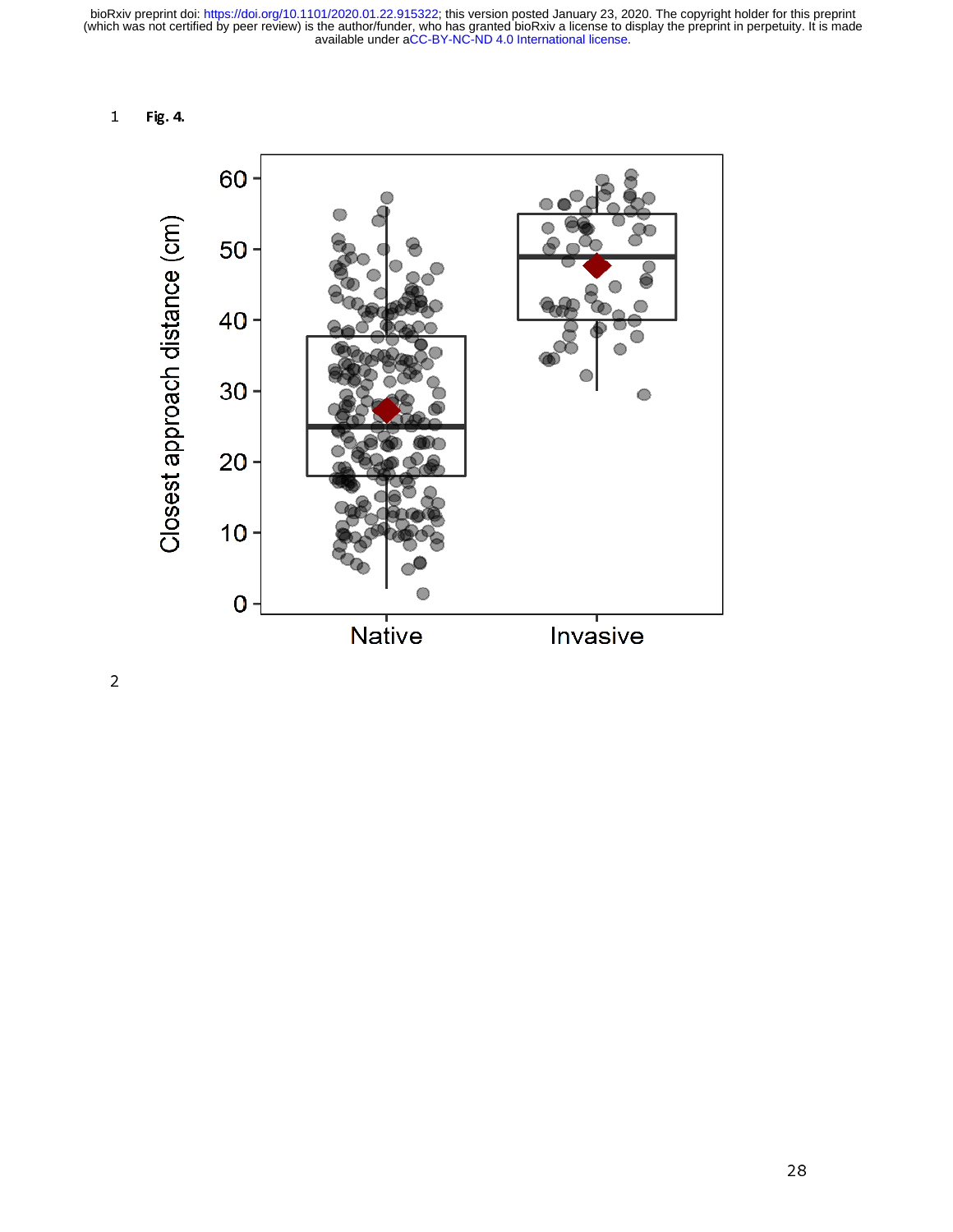**Fig. 4.**

Closest approach distance (cm)

60

50

40

30

20

10

0

Native

Invasive